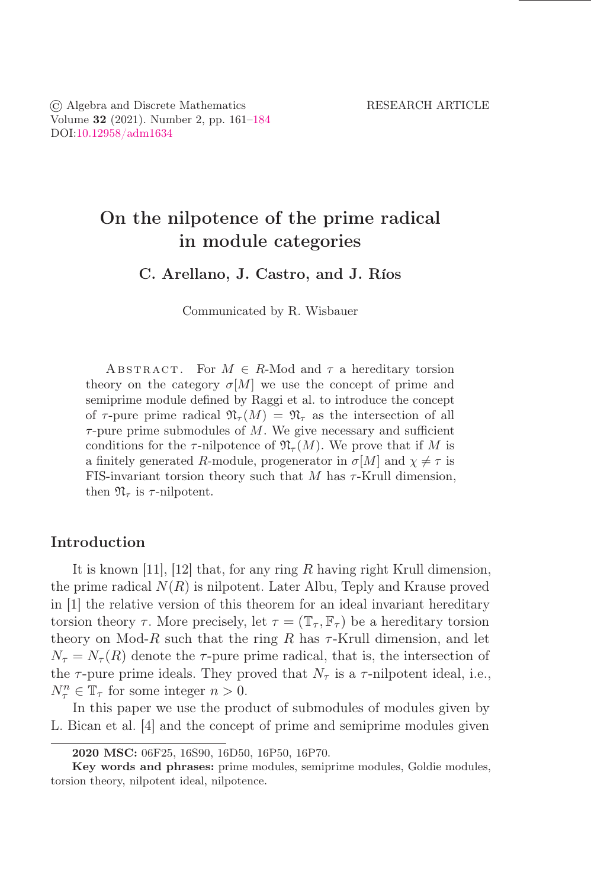© Algebra and Discrete Mathematics
Volume **32** (2021). Number 2, pp. 161–184
DOI:10.12958/adm1634

RESEARCH ARTICLE

# On the nilpotence of the prime radical in module categories

**C. Arellano, J. Castro, and J. Ríos**

Communicated by R. Wisbauer

Abstract. For $M \in R$-Mod and $\tau$ a hereditary torsion theory on the category $\sigma[M]$ we use the concept of prime and semiprime module defined by Raggi et al. to introduce the concept of $\tau$-pure prime radical $\mathfrak{N}_\tau(M) = \mathfrak{N}_\tau$ as the intersection of all $\tau$-pure prime submodules of $M$. We give necessary and sufficient conditions for the $\tau$-nilpotence of $\mathfrak{N}_\tau(M)$. We prove that if $M$ is a finitely generated $R$-module, progenerator in $\sigma[M]$ and $\chi \neq \tau$ is FIS-invariant torsion theory such that $M$ has $\tau$-Krull dimension, then $\mathfrak{N}_\tau$ is $\tau$-nilpotent.

## Introduction

It is known [11], [12] that, for any ring $R$ having right Krull dimension, the prime radical $N(R)$ is nilpotent. Later Albu, Teply and Krause proved in [1] the relative version of this theorem for an ideal invariant hereditary torsion theory $\tau$. More precisely, let $\tau = (\mathbb{T}_\tau, \mathbb{F}_\tau)$ be a hereditary torsion theory on Mod-$R$ such that the ring $R$ has $\tau$-Krull dimension, and let $N_\tau = N_\tau(R)$ denote the $\tau$-pure prime radical, that is, the intersection of the $\tau$-pure prime ideals. They proved that $N_\tau$ is a $\tau$-nilpotent ideal, i.e., $N_\tau^n \in \mathbb{T}_\tau$ for some integer $n > 0$.

In this paper we use the product of submodules of modules given by L. Bican et al. [4] and the concept of prime and semiprime modules given

**2020 MSC:** 06F25, 16S90, 16D50, 16P50, 16P70.

**Key words and phrases:** prime modules, semiprime modules, Goldie modules, torsion theory, nilpotent ideal, nilpotence.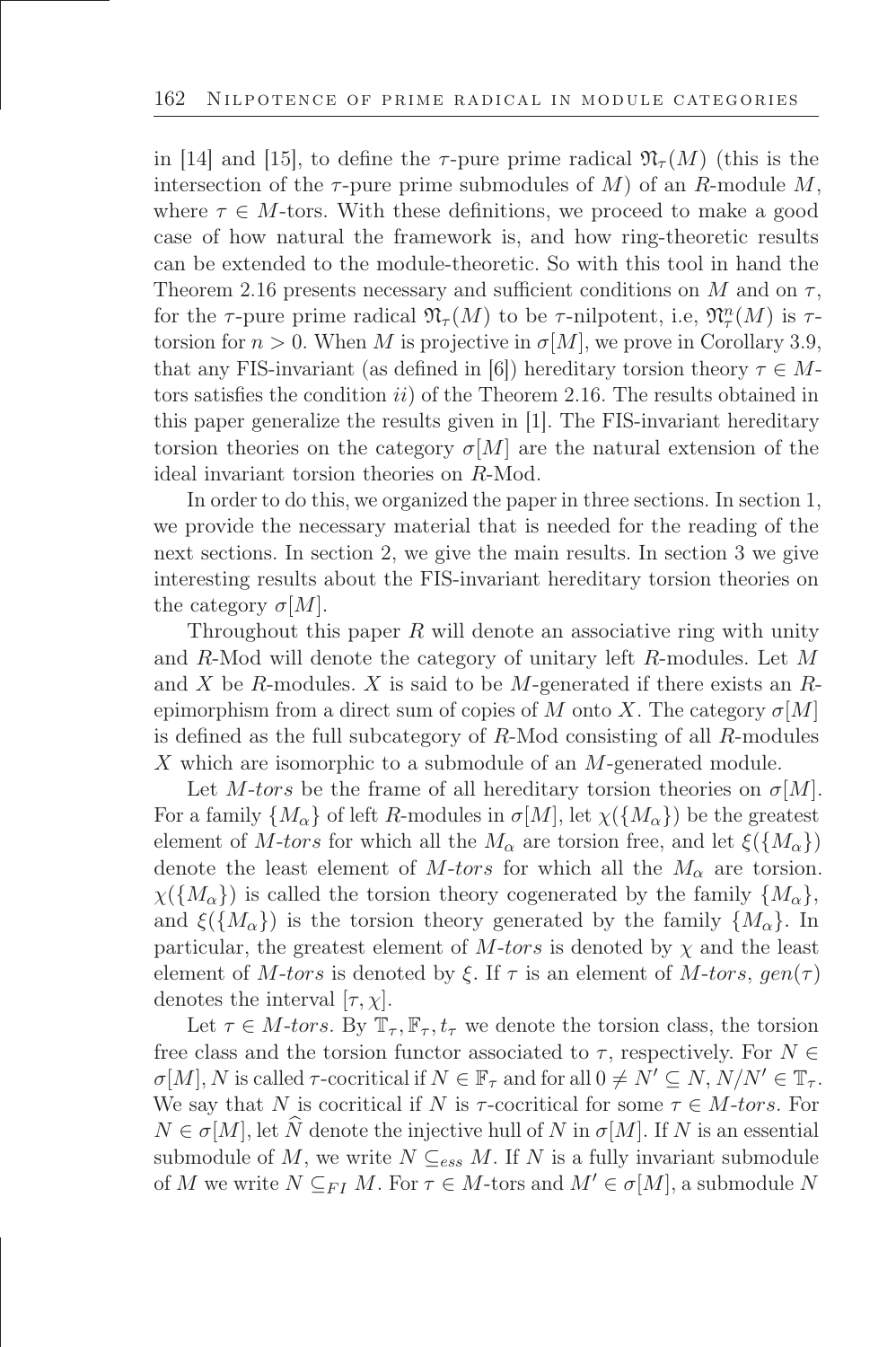in [14] and [15], to define the $\tau$-pure prime radical $\mathfrak{N}_\tau(M)$ (this is the intersection of the $\tau$-pure prime submodules of $M$) of an $R$-module $M$, where $\tau \in M$-tors. With these definitions, we proceed to make a good case of how natural the framework is, and how ring-theoretic results can be extended to the module-theoretic. So with this tool in hand the Theorem 2.16 presents necessary and sufficient conditions on $M$ and on $\tau$, for the $\tau$-pure prime radical $\mathfrak{N}_\tau(M)$ to be $\tau$-nilpotent, i.e, $\mathfrak{N}^n_\tau(M)$ is $\tau$-torsion for $n > 0$. When $M$ is projective in $\sigma[M]$, we prove in Corollary 3.9, that any FIS-invariant (as defined in [6]) hereditary torsion theory $\tau \in M$-tors satisfies the condition $ii)$ of the Theorem 2.16. The results obtained in this paper generalize the results given in [1]. The FIS-invariant hereditary torsion theories on the category $\sigma[M]$ are the natural extension of the ideal invariant torsion theories on $R$-Mod.

In order to do this, we organized the paper in three sections. In section 1, we provide the necessary material that is needed for the reading of the next sections. In section 2, we give the main results. In section 3 we give interesting results about the FIS-invariant hereditary torsion theories on the category $\sigma[M]$.

Throughout this paper $R$ will denote an associative ring with unity and $R$-Mod will denote the category of unitary left $R$-modules. Let $M$ and $X$ be $R$-modules. $X$ is said to be $M$-generated if there exists an $R$-epimorphism from a direct sum of copies of $M$ onto $X$. The category $\sigma[M]$ is defined as the full subcategory of $R$-Mod consisting of all $R$-modules $X$ which are isomorphic to a submodule of an $M$-generated module.

Let *M-tors* be the frame of all hereditary torsion theories on $\sigma[M]$. For a family $\{M_\alpha\}$ of left $R$-modules in $\sigma[M]$, let $\chi(\{M_\alpha\})$ be the greatest element of *M-tors* for which all the $M_\alpha$ are torsion free, and let $\xi(\{M_\alpha\})$ denote the least element of *M-tors* for which all the $M_\alpha$ are torsion. $\chi(\{M_\alpha\})$ is called the torsion theory cogenerated by the family $\{M_\alpha\}$, and $\xi(\{M_\alpha\})$ is the torsion theory generated by the family $\{M_\alpha\}$. In particular, the greatest element of *M-tors* is denoted by $\chi$ and the least element of *M-tors* is denoted by $\xi$. If $\tau$ is an element of *M-tors*, $gen(\tau)$ denotes the interval $[\tau, \chi]$.

Let $\tau \in$ *M-tors*. By $\mathbb{T}_\tau, \mathbb{F}_\tau, t_\tau$ we denote the torsion class, the torsion free class and the torsion functor associated to $\tau$, respectively. For $N \in \sigma[M]$, $N$ is called $\tau$-cocritical if $N \in \mathbb{F}_\tau$ and for all $0 \neq N' \subseteq N$, $N/N' \in \mathbb{T}_\tau$. We say that $N$ is cocritical if $N$ is $\tau$-cocritical for some $\tau \in$ *M-tors*. For $N \in \sigma[M]$, let $\widehat{N}$ denote the injective hull of $N$ in $\sigma[M]$. If $N$ is an essential submodule of $M$, we write $N \subseteq_{ess} M$. If $N$ is a fully invariant submodule of $M$ we write $N \subseteq_{FI} M$. For $\tau \in M$-tors and $M' \in \sigma[M]$, a submodule $N$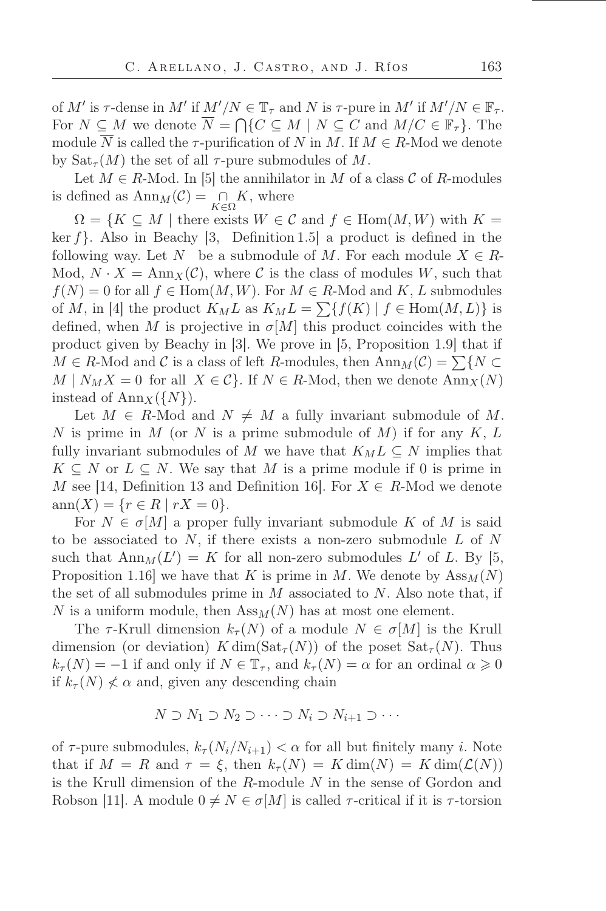of $M'$ is $\tau$-dense in $M'$ if $M'/N \in \mathbb{T}_\tau$ and $N$ is $\tau$-pure in $M'$ if $M'/N \in \mathbb{F}_\tau$. For $N \subseteq M$ we denote $\overline{N} = \bigcap\{C \subseteq M \mid N \subseteq C \text{ and } M/C \in \mathbb{F}_\tau\}$. The module $\overline{N}$ is called the $\tau$-purification of $N$ in $M$. If $M \in R$-Mod we denote by $\mathrm{Sat}_\tau(M)$ the set of all $\tau$-pure submodules of $M$.

Let $M \in R$-Mod. In [5] the annihilator in $M$ of a class $\mathcal{C}$ of $R$-modules is defined as $\mathrm{Ann}_M(\mathcal{C}) = \bigcap_{K \in \Omega} K$, where

$\Omega = \{K \subseteq M \mid$ there exists $W \in \mathcal{C}$ and $f \in \mathrm{Hom}(M, W)$ with $K = \ker f\}$. Also in Beachy [3, Definition 1.5] a product is defined in the following way. Let $N$ be a submodule of $M$. For each module $X \in R$-Mod, $N \cdot X = \mathrm{Ann}_X(\mathcal{C})$, where $\mathcal{C}$ is the class of modules $W$, such that $f(N) = 0$ for all $f \in \mathrm{Hom}(M, W)$. For $M \in R$-Mod and $K$, $L$ submodules of $M$, in [4] the product $K_M L$ as $K_M L = \sum\{f(K) \mid f \in \mathrm{Hom}(M, L)\}$ is defined, when $M$ is projective in $\sigma[M]$ this product coincides with the product given by Beachy in [3]. We prove in [5, Proposition 1.9] that if $M \in R$-Mod and $\mathcal{C}$ is a class of left $R$-modules, then $\mathrm{Ann}_M(\mathcal{C}) = \sum\{N \subset M \mid N_M X = 0 \text{ for all } X \in \mathcal{C}\}$. If $N \in R$-Mod, then we denote $\mathrm{Ann}_X(N)$ instead of $\mathrm{Ann}_X(\{N\})$.

Let $M \in R$-Mod and $N \neq M$ a fully invariant submodule of $M$. $N$ is prime in $M$ (or $N$ is a prime submodule of $M$) if for any $K$, $L$ fully invariant submodules of $M$ we have that $K_M L \subseteq N$ implies that $K \subseteq N$ or $L \subseteq N$. We say that $M$ is a prime module if 0 is prime in $M$ see [14, Definition 13 and Definition 16]. For $X \in R$-Mod we denote $\mathrm{ann}(X) = \{r \in R \mid rX = 0\}$.

For $N \in \sigma[M]$ a proper fully invariant submodule $K$ of $M$ is said to be associated to $N$, if there exists a non-zero submodule $L$ of $N$ such that $\mathrm{Ann}_M(L') = K$ for all non-zero submodules $L'$ of $L$. By [5, Proposition 1.16] we have that $K$ is prime in $M$. We denote by $\mathrm{Ass}_M(N)$ the set of all submodules prime in $M$ associated to $N$. Also note that, if $N$ is a uniform module, then $\mathrm{Ass}_M(N)$ has at most one element.

The $\tau$-Krull dimension $k_\tau(N)$ of a module $N \in \sigma[M]$ is the Krull dimension (or deviation) $K\dim(\mathrm{Sat}_\tau(N))$ of the poset $\mathrm{Sat}_\tau(N)$. Thus $k_\tau(N) = -1$ if and only if $N \in \mathbb{T}_\tau$, and $k_\tau(N) = \alpha$ for an ordinal $\alpha \geqslant 0$ if $k_\tau(N) \not< \alpha$ and, given any descending chain

$$N \supset N_1 \supset N_2 \supset \cdots \supset N_i \supset N_{i+1} \supset \cdots$$

of $\tau$-pure submodules, $k_\tau(N_i/N_{i+1}) < \alpha$ for all but finitely many $i$. Note that if $M = R$ and $\tau = \xi$, then $k_\tau(N) = K\dim(N) = K\dim(\mathcal{L}(N))$ is the Krull dimension of the $R$-module $N$ in the sense of Gordon and Robson [11]. A module $0 \neq N \in \sigma[M]$ is called $\tau$-critical if it is $\tau$-torsion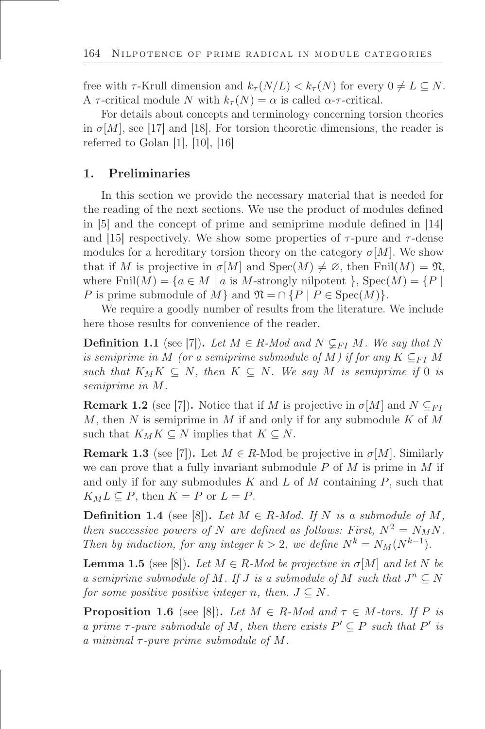free with $\tau$-Krull dimension and $k_\tau(N/L) < k_\tau(N)$ for every $0 \neq L \subseteq N$. A $\tau$-critical module $N$ with $k_\tau(N) = \alpha$ is called $\alpha$-$\tau$-critical.

For details about concepts and terminology concerning torsion theories in $\sigma[M]$, see [17] and [18]. For torsion theoretic dimensions, the reader is referred to Golan [1], [10], [16]

## 1. Preliminaries

In this section we provide the necessary material that is needed for the reading of the next sections. We use the product of modules defined in [5] and the concept of prime and semiprime module defined in [14] and [15] respectively. We show some properties of $\tau$-pure and $\tau$-dense modules for a hereditary torsion theory on the category $\sigma[M]$. We show that if $M$ is projective in $\sigma[M]$ and $\text{Spec}(M) \neq \varnothing$, then $\text{Fnil}(M) = \mathfrak{N}$, where $\text{Fnil}(M) = \{a \in M \mid a \text{ is } M\text{-strongly nilpotent }\}$, $\text{Spec}(M) = \{P \mid P \text{ is prime submodule of } M\}$ and $\mathfrak{N} = \cap \{P \mid P \in \text{Spec}(M)\}$.

We require a goodly number of results from the literature. We include here those results for convenience of the reader.

**Definition 1.1** (see [7]). *Let $M \in R$-Mod and $N \subsetneq_{FI} M$. We say that $N$ is semiprime in $M$ (or a semiprime submodule of $M$) if for any $K \subseteq_{FI} M$ such that $K_M K \subseteq N$, then $K \subseteq N$. We say $M$ is semiprime if $0$ is semiprime in $M$.*

**Remark 1.2** (see [7]). Notice that if $M$ is projective in $\sigma[M]$ and $N \subseteq_{FI} M$, then $N$ is semiprime in $M$ if and only if for any submodule $K$ of $M$ such that $K_M K \subseteq N$ implies that $K \subseteq N$.

**Remark 1.3** (see [7]). Let $M \in R$-Mod be projective in $\sigma[M]$. Similarly we can prove that a fully invariant submodule $P$ of $M$ is prime in $M$ if and only if for any submodules $K$ and $L$ of $M$ containing $P$, such that $K_M L \subseteq P$, then $K = P$ or $L = P$.

**Definition 1.4** (see [8]). *Let $M \in R$-Mod. If $N$ is a submodule of $M$, then successive powers of $N$ are defined as follows: First, $N^2 = N_M N$. Then by induction, for any integer $k > 2$, we define $N^k = N_M(N^{k-1})$.*

**Lemma 1.5** (see [8]). *Let $M \in R$-Mod be projective in $\sigma[M]$ and let $N$ be a semiprime submodule of $M$. If $J$ is a submodule of $M$ such that $J^n \subseteq N$ for some positive positive integer $n$, then. $J \subseteq N$.*

**Proposition 1.6** (see [8]). *Let $M \in R$-Mod and $\tau \in M$-tors. If $P$ is a prime $\tau$-pure submodule of $M$, then there exists $P' \subseteq P$ such that $P'$ is a minimal $\tau$-pure prime submodule of $M$.*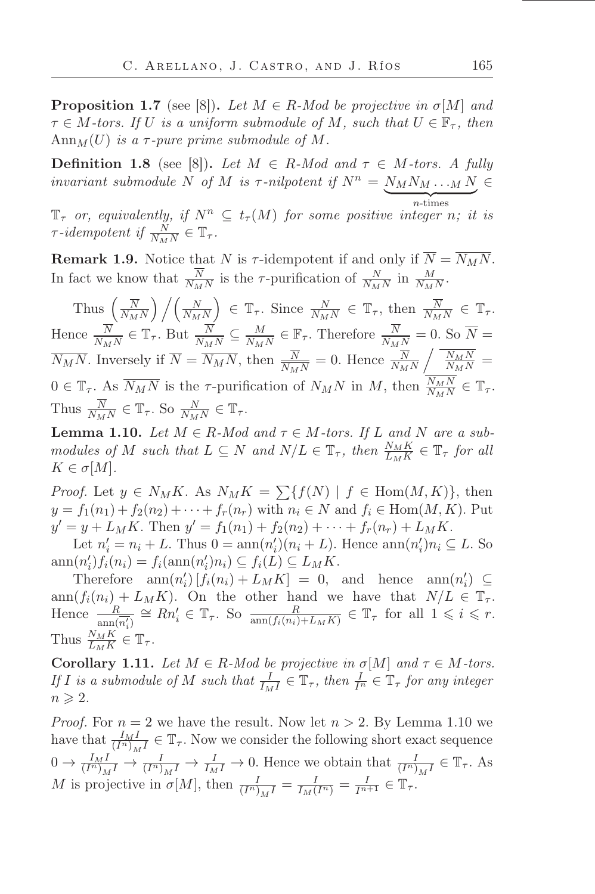**Proposition 1.7** (see [8])**.** *Let $M \in R$-Mod be projective in $\sigma[M]$ and $\tau \in M$-tors. If $U$ is a uniform submodule of $M$, such that $U \in \mathbb{F}_\tau$, then $\operatorname{Ann}_M(U)$ is a $\tau$-pure prime submodule of $M$.*

**Definition 1.8** (see [8])**.** *Let $M \in R$-Mod and $\tau \in M$-tors. A fully invariant submodule $N$ of $M$ is $\tau$-nilpotent if $N^n = \underbrace{N_M N_M \ldots_M N}_{n\text{-times}} \in \mathbb{T}_\tau$ or, equivalently, if $N^n \subseteq t_\tau(M)$ for some positive integer $n$; it is $\tau$-idempotent if $\frac{N}{N_M N} \in \mathbb{T}_\tau$.*

**Remark 1.9.** Notice that $N$ is $\tau$-idempotent if and only if $\overline{N} = \overline{N_M N}$. In fact we know that $\frac{\overline{N}}{N_M N}$ is the $\tau$-purification of $\frac{N}{N_M N}$ in $\frac{M}{N_M N}$.

Thus $\left(\frac{\overline{N}}{N_M N}\right) \Big/ \left(\frac{N}{N_M N}\right) \in \mathbb{T}_\tau$. Since $\frac{N}{N_M N} \in \mathbb{T}_\tau$, then $\frac{\overline{N}}{N_M N} \in \mathbb{T}_\tau$. Hence $\frac{\overline{N}}{\overline{N_M N}} \in \mathbb{T}_\tau$. But $\frac{\overline{N}}{\overline{N_M N}} \subseteq \frac{M}{\overline{N_M N}} \in \mathbb{F}_\tau$. Therefore $\frac{\overline{N}}{\overline{N_M N}} = 0$. So $\overline{N} = \overline{N_M N}$. Inversely if $\overline{N} = \overline{N_M N}$, then $\frac{\overline{N}}{\overline{N_M N}} = 0$. Hence $\frac{\overline{N}}{N_M N} \Big/ \frac{\overline{N_M N}}{N_M N} = 0 \in \mathbb{T}_\tau$. As $\overline{N_M N}$ is the $\tau$-purification of $N_M N$ in $M$, then $\frac{\overline{N_M N}}{N_M N} \in \mathbb{T}_\tau$. Thus $\frac{\overline{N}}{N_M N} \in \mathbb{T}_\tau$. So $\frac{N}{N_M N} \in \mathbb{T}_\tau$.

**Lemma 1.10.** *Let $M \in R$-Mod and $\tau \in M$-tors. If $L$ and $N$ are a submodules of $M$ such that $L \subseteq N$ and $N/L \in \mathbb{T}_\tau$, then $\frac{N_M K}{L_M K} \in \mathbb{T}_\tau$ for all $K \in \sigma[M]$.*

*Proof.* Let $y \in N_M K$. As $N_M K = \sum\{f(N) \mid f \in \operatorname{Hom}(M,K)\}$, then $y = f_1(n_1) + f_2(n_2) + \cdots + f_r(n_r)$ with $n_i \in N$ and $f_i \in \operatorname{Hom}(M,K)$. Put $y' = y + L_M K$. Then $y' = f_1(n_1) + f_2(n_2) + \cdots + f_r(n_r) + L_M K$.

Let $n_i' = n_i + L$. Thus $0 = \operatorname{ann}(n_i')(n_i + L)$. Hence $\operatorname{ann}(n_i')n_i \subseteq L$. So $\operatorname{ann}(n_i')f_i(n_i) = f_i(\operatorname{ann}(n_i')n_i) \subseteq f_i(L) \subseteq L_M K$.

Therefore $\operatorname{ann}(n_i')\left[f_i(n_i) + L_M K\right] = 0$, and hence $\operatorname{ann}(n_i') \subseteq \operatorname{ann}(f_i(n_i) + L_M K)$. On the other hand we have that $N/L \in \mathbb{T}_\tau$. Hence $\frac{R}{\operatorname{ann}(n_i')} \cong R n_i' \in \mathbb{T}_\tau$. So $\frac{R}{\operatorname{ann}(f_i(n_i) + L_M K)} \in \mathbb{T}_\tau$ for all $1 \leqslant i \leqslant r$. Thus $\frac{N_M K}{L_M K} \in \mathbb{T}_\tau$.

**Corollary 1.11.** *Let $M \in R$-Mod be projective in $\sigma[M]$ and $\tau \in M$-tors. If $I$ is a submodule of $M$ such that $\frac{I}{I_M I} \in \mathbb{T}_\tau$, then $\frac{I}{I^n} \in \mathbb{T}_\tau$ for any integer $n \geqslant 2$.*

*Proof.* For $n = 2$ we have the result. Now let $n > 2$. By Lemma 1.10 we have that $\frac{I_M I}{(I^n)_M I} \in \mathbb{T}_\tau$. Now we consider the following short exact sequence $0 \to \frac{I_M I}{(I^n)_M I} \to \frac{I}{(I^n)_M I} \to \frac{I}{I_M I} \to 0$. Hence we obtain that $\frac{I}{(I^n)_M I} \in \mathbb{T}_\tau$. As $M$ is projective in $\sigma[M]$, then $\frac{I}{(I^n)_M I} = \frac{I}{I_M (I^n)} = \frac{I}{I^{n+1}} \in \mathbb{T}_\tau$.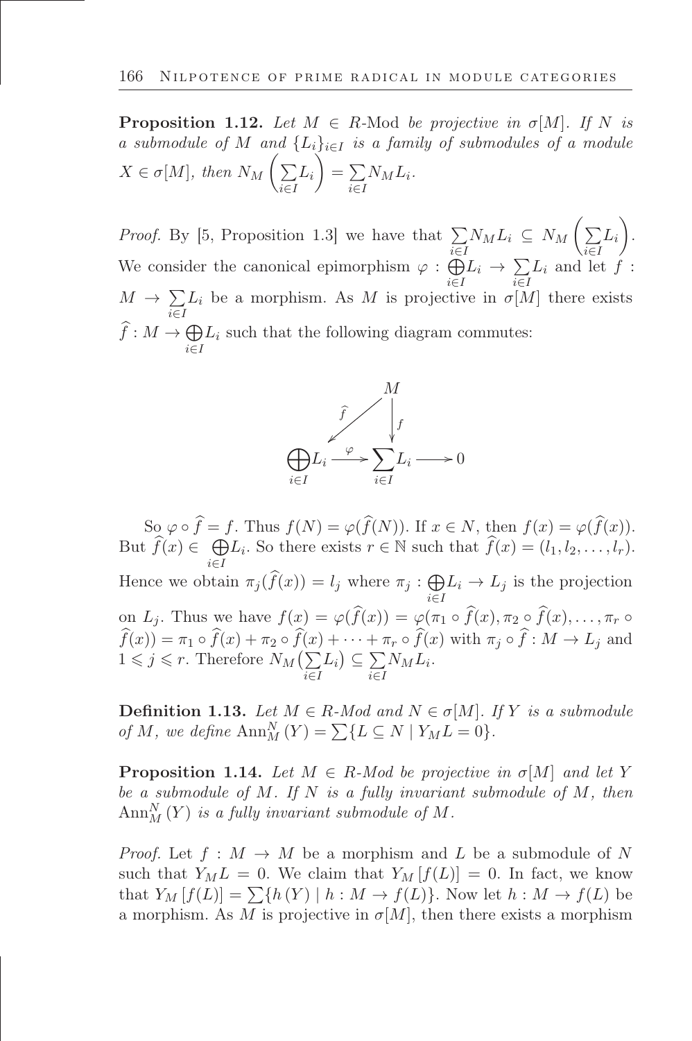**Proposition 1.12.** *Let $M \in R$-Mod be projective in $\sigma[M]$. If $N$ is a submodule of $M$ and $\{L_i\}_{i\in I}$ is a family of submodules of a module $X \in \sigma[M]$, then $N_M\left(\sum\limits_{i\in I} L_i\right) = \sum\limits_{i\in I} N_M L_i$.*

*Proof.* By [5, Proposition 1.3] we have that $\sum\limits_{i\in I} N_M L_i \subseteq N_M\left(\sum\limits_{i\in I} L_i\right)$. We consider the canonical epimorphism $\varphi : \bigoplus\limits_{i\in I} L_i \to \sum\limits_{i\in I} L_i$ and let $f : M \to \sum\limits_{i\in I} L_i$ be a morphism. As $M$ is projective in $\sigma[M]$ there exists $\widehat{f} : M \to \bigoplus\limits_{i\in I} L_i$ such that the following diagram commutes:

$$\begin{array}{ccccc} & & M & & \\ & \swarrow^{\widehat{f}} & \downarrow^{f} & & \\ \bigoplus\limits_{i\in I} L_i & \xrightarrow{\varphi} & \sum\limits_{i\in I} L_i & \longrightarrow & 0 \end{array}$$

So $\varphi \circ \widehat{f} = f$. Thus $f(N) = \varphi(\widehat{f}(N))$. If $x \in N$, then $f(x) = \varphi(\widehat{f}(x))$. But $\widehat{f}(x) \in \bigoplus\limits_{i\in I} L_i$. So there exists $r \in \mathbb{N}$ such that $\widehat{f}(x) = (l_1, l_2, \ldots, l_r)$. Hence we obtain $\pi_j(\widehat{f}(x)) = l_j$ where $\pi_j : \bigoplus\limits_{i\in I} L_i \to L_j$ is the projection on $L_j$. Thus we have $f(x) = \varphi(\widehat{f}(x)) = \varphi(\pi_1 \circ \widehat{f}(x), \pi_2 \circ \widehat{f}(x), \ldots, \pi_r \circ \widehat{f}(x)) = \pi_1 \circ \widehat{f}(x) + \pi_2 \circ \widehat{f}(x) + \cdots + \pi_r \circ \widehat{f}(x)$ with $\pi_j \circ \widehat{f} : M \to L_j$ and $1 \leqslant j \leqslant r$. Therefore $N_M\big(\sum\limits_{i\in I} L_i\big) \subseteq \sum\limits_{i\in I} N_M L_i$.

**Definition 1.13.** *Let $M \in R$-Mod and $N \in \sigma[M]$. If $Y$ is a submodule of $M$, we define $\operatorname{Ann}_M^N(Y) = \sum\{L \subseteq N \mid Y_M L = 0\}$.*

**Proposition 1.14.** *Let $M \in R$-Mod be projective in $\sigma[M]$ and let $Y$ be a submodule of $M$. If $N$ is a fully invariant submodule of $M$, then $\operatorname{Ann}_M^N(Y)$ is a fully invariant submodule of $M$.*

*Proof.* Let $f : M \to M$ be a morphism and $L$ be a submodule of $N$ such that $Y_M L = 0$. We claim that $Y_M[f(L)] = 0$. In fact, we know that $Y_M[f(L)] = \sum\{h(Y) \mid h : M \to f(L)\}$. Now let $h : M \to f(L)$ be a morphism. As $M$ is projective in $\sigma[M]$, then there exists a morphism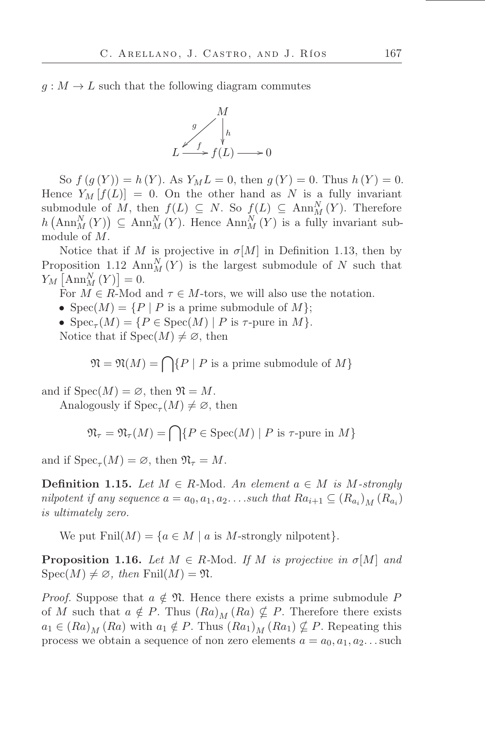$g : M \to L$ such that the following diagram commutes

$$\begin{array}{ccc} & & M \\ & \swarrow^{g} & \downarrow h \\ L & \xrightarrow{f} & f(L) \longrightarrow 0 \end{array}$$

So $f(g(Y)) = h(Y)$. As $Y_M L = 0$, then $g(Y) = 0$. Thus $h(Y) = 0$. Hence $Y_M[f(L)] = 0$. On the other hand as $N$ is a fully invariant submodule of $M$, then $f(L) \subseteq N$. So $f(L) \subseteq \mathrm{Ann}_M^N(Y)$. Therefore $h\left(\mathrm{Ann}_M^N(Y)\right) \subseteq \mathrm{Ann}_M^N(Y)$. Hence $\mathrm{Ann}_M^N(Y)$ is a fully invariant submodule of $M$.

Notice that if $M$ is projective in $\sigma[M]$ in Definition 1.13, then by Proposition 1.12 $\mathrm{Ann}_M^N(Y)$ is the largest submodule of $N$ such that $Y_M\left[\mathrm{Ann}_M^N(Y)\right] = 0$.

For $M \in R$-Mod and $\tau \in M$-tors, we will also use the notation.

- $\mathrm{Spec}(M) = \{P \mid P \text{ is a prime submodule of } M\}$;
- $\mathrm{Spec}_\tau(M) = \{P \in \mathrm{Spec}(M) \mid P \text{ is } \tau\text{-pure in } M\}$.

Notice that if $\mathrm{Spec}(M) \neq \varnothing$, then

$$\mathfrak{N} = \mathfrak{N}(M) = \bigcap\{P \mid P \text{ is a prime submodule of } M\}$$

and if $\mathrm{Spec}(M) = \varnothing$, then $\mathfrak{N} = M$.

Analogously if $\mathrm{Spec}_\tau(M) \neq \varnothing$, then

$$\mathfrak{N}_\tau = \mathfrak{N}_\tau(M) = \bigcap\{P \in \mathrm{Spec}(M) \mid P \text{ is } \tau\text{-pure in } M\}$$

and if $\mathrm{Spec}_\tau(M) = \varnothing$, then $\mathfrak{N}_\tau = M$.

**Definition 1.15.** *Let $M \in R$-Mod. An element $a \in M$ is $M$-strongly nilpotent if any sequence $a = a_0, a_1, a_2 \ldots$ such that $Ra_{i+1} \subseteq (R_{a_i})_M(R_{a_i})$ is ultimately zero.*

We put $\mathrm{Fnil}(M) = \{a \in M \mid a \text{ is } M\text{-strongly nilpotent}\}$.

**Proposition 1.16.** *Let $M \in R$-Mod. If $M$ is projective in $\sigma[M]$ and $\mathrm{Spec}(M) \neq \varnothing$, then $\mathrm{Fnil}(M) = \mathfrak{N}$.*

*Proof.* Suppose that $a \notin \mathfrak{N}$. Hence there exists a prime submodule $P$ of $M$ such that $a \notin P$. Thus $(Ra)_M(Ra) \nsubseteq P$. Therefore there exists $a_1 \in (Ra)_M(Ra)$ with $a_1 \notin P$. Thus $(Ra_1)_M(Ra_1) \nsubseteq P$. Repeating this process we obtain a sequence of non zero elements $a = a_0, a_1, a_2 \ldots$ such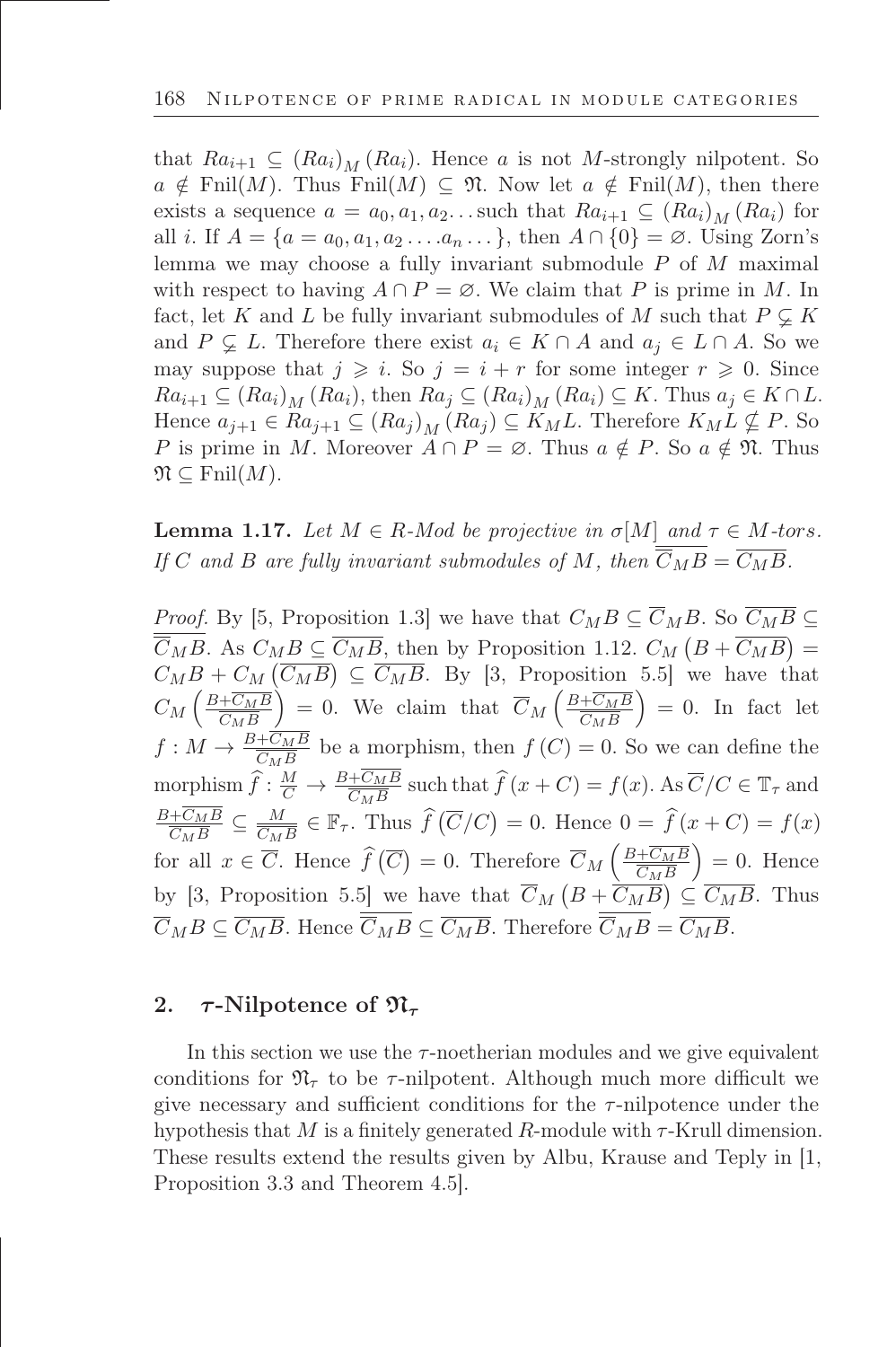that $Ra_{i+1} \subseteq (Ra_i)_M (Ra_i)$. Hence $a$ is not $M$-strongly nilpotent. So $a \notin \text{Fnil}(M)$. Thus $\text{Fnil}(M) \subseteq \mathfrak{N}$. Now let $a \notin \text{Fnil}(M)$, then there exists a sequence $a = a_0, a_1, a_2 \ldots$ such that $Ra_{i+1} \subseteq (Ra_i)_M (Ra_i)$ for all $i$. If $A = \{a = a_0, a_1, a_2 \ldots . a_n \ldots\}$, then $A \cap \{0\} = \varnothing$. Using Zorn's lemma we may choose a fully invariant submodule $P$ of $M$ maximal with respect to having $A \cap P = \varnothing$. We claim that $P$ is prime in $M$. In fact, let $K$ and $L$ be fully invariant submodules of $M$ such that $P \subsetneq K$ and $P \subsetneq L$. Therefore there exist $a_i \in K \cap A$ and $a_j \in L \cap A$. So we may suppose that $j \geqslant i$. So $j = i + r$ for some integer $r \geqslant 0$. Since $Ra_{i+1} \subseteq (Ra_i)_M (Ra_i)$, then $Ra_j \subseteq (Ra_i)_M (Ra_i) \subseteq K$. Thus $a_j \in K \cap L$. Hence $a_{j+1} \in Ra_{j+1} \subseteq (Ra_j)_M (Ra_j) \subseteq K_M L$. Therefore $K_M L \nsubseteq P$. So $P$ is prime in $M$. Moreover $A \cap P = \varnothing$. Thus $a \notin P$. So $a \notin \mathfrak{N}$. Thus $\mathfrak{N} \subseteq \text{Fnil}(M)$.

**Lemma 1.17.** *Let $M \in R$-Mod be projective in $\sigma[M]$ and $\tau \in M$-tors. If $C$ and $B$ are fully invariant submodules of $M$, then $\overline{\overline{C}_M B} = \overline{C_M B}$.*

*Proof.* By [5, Proposition 1.3] we have that $C_M B \subseteq \overline{C}_M B$. So $\overline{C_M B} \subseteq \overline{\overline{C}_M B}$. As $C_M B \subseteq \overline{C_M B}$, then by Proposition 1.12. $C_M \left(B + \overline{C_M B}\right) = C_M B + C_M \left(\overline{C_M B}\right) \subseteq \overline{C_M B}$. By [3, Proposition 5.5] we have that $C_M \left(\frac{B+\overline{C_M B}}{\overline{C_M B}}\right) = 0$. We claim that $\overline{C}_M \left(\frac{B+\overline{C_M B}}{\overline{C_M B}}\right) = 0$. In fact let $f : M \to \frac{B+\overline{C_M B}}{\overline{C_M B}}$ be a morphism, then $f(C) = 0$. So we can define the morphism $\widehat{f} : \frac{M}{C} \to \frac{B+\overline{C_M B}}{\overline{C_M B}}$ such that $\widehat{f}(x + C) = f(x)$. As $\overline{C}/C \in \mathbb{T}_\tau$ and $\frac{B+\overline{C_M B}}{\overline{C_M B}} \subseteq \frac{M}{\overline{C_M B}} \in \mathbb{F}_\tau$. Thus $\widehat{f}\left(\overline{C}/C\right) = 0$. Hence $0 = \widehat{f}(x + C) = f(x)$ for all $x \in \overline{C}$. Hence $\widehat{f}\left(\overline{C}\right) = 0$. Therefore $\overline{C}_M \left(\frac{B+\overline{C_M B}}{\overline{C_M B}}\right) = 0$. Hence by [3, Proposition 5.5] we have that $\overline{C}_M \left(B + \overline{C_M B}\right) \subseteq \overline{C_M B}$. Thus $\overline{C}_M B \subseteq \overline{C_M B}$. Hence $\overline{\overline{C}_M B} \subseteq \overline{C_M B}$. Therefore $\overline{\overline{C}_M B} = \overline{C_M B}$.

## 2. $\tau$-Nilpotence of $\mathfrak{N}_\tau$

In this section we use the $\tau$-noetherian modules and we give equivalent conditions for $\mathfrak{N}_\tau$ to be $\tau$-nilpotent. Although much more difficult we give necessary and sufficient conditions for the $\tau$-nilpotence under the hypothesis that $M$ is a finitely generated $R$-module with $\tau$-Krull dimension. These results extend the results given by Albu, Krause and Teply in [1, Proposition 3.3 and Theorem 4.5].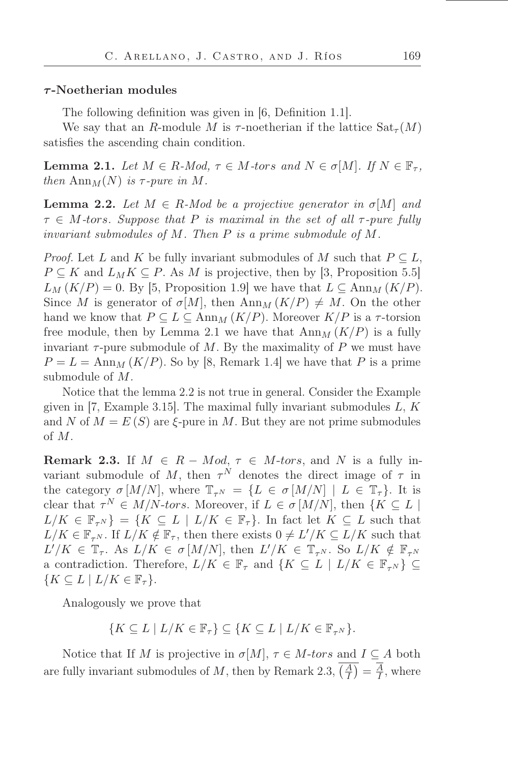**$\tau$-Noetherian modules**

The following definition was given in [6, Definition 1.1].

We say that an $R$-module $M$ is $\tau$-noetherian if the lattice $\mathrm{Sat}_\tau(M)$ satisfies the ascending chain condition.

**Lemma 2.1.** *Let $M \in R$-Mod, $\tau \in M$-tors and $N \in \sigma[M]$. If $N \in \mathbb{F}_\tau$, then $\mathrm{Ann}_M(N)$ is $\tau$-pure in $M$.*

**Lemma 2.2.** *Let $M \in R$-Mod be a projective generator in $\sigma[M]$ and $\tau \in M$-tors. Suppose that $P$ is maximal in the set of all $\tau$-pure fully invariant submodules of $M$. Then $P$ is a prime submodule of $M$.*

*Proof.* Let $L$ and $K$ be fully invariant submodules of $M$ such that $P \subseteq L$, $P \subseteq K$ and $L_M K \subseteq P$. As $M$ is projective, then by [3, Proposition 5.5] $L_M (K/P) = 0$. By [5, Proposition 1.9] we have that $L \subseteq \mathrm{Ann}_M (K/P)$. Since $M$ is generator of $\sigma[M]$, then $\mathrm{Ann}_M (K/P) \neq M$. On the other hand we know that $P \subseteq L \subseteq \mathrm{Ann}_M (K/P)$. Moreover $K/P$ is a $\tau$-torsion free module, then by Lemma 2.1 we have that $\mathrm{Ann}_M (K/P)$ is a fully invariant $\tau$-pure submodule of $M$. By the maximality of $P$ we must have $P = L = \mathrm{Ann}_M (K/P)$. So by [8, Remark 1.4] we have that $P$ is a prime submodule of $M$.

Notice that the lemma 2.2 is not true in general. Consider the Example given in [7, Example 3.15]. The maximal fully invariant submodules $L$, $K$ and $N$ of $M = E(S)$ are $\xi$-pure in $M$. But they are not prime submodules of $M$.

**Remark 2.3.** If $M \in R-Mod$, $\tau \in M$-*tors*, and $N$ is a fully invariant submodule of $M$, then $\tau^N$ denotes the direct image of $\tau$ in the category $\sigma[M/N]$, where $\mathbb{T}_{\tau^N} = \{L \in \sigma[M/N] \mid L \in \mathbb{T}_\tau\}$. It is clear that $\tau^N \in M/N$-*tors*. Moreover, if $L \in \sigma[M/N]$, then $\{K \subseteq L \mid L/K \in \mathbb{F}_{\tau^N}\} = \{K \subseteq L \mid L/K \in \mathbb{F}_\tau\}$. In fact let $K \subseteq L$ such that $L/K \in \mathbb{F}_{\tau^N}$. If $L/K \notin \mathbb{F}_\tau$, then there exists $0 \neq L'/K \subseteq L/K$ such that $L'/K \in \mathbb{T}_\tau$. As $L/K \in \sigma[M/N]$, then $L'/K \in \mathbb{T}_{\tau^N}$. So $L/K \notin \mathbb{F}_{\tau^N}$ a contradiction. Therefore, $L/K \in \mathbb{F}_\tau$ and $\{K \subseteq L \mid L/K \in \mathbb{F}_{\tau^N}\} \subseteq \{K \subseteq L \mid L/K \in \mathbb{F}_\tau\}$.

Analogously we prove that

$$\{K \subseteq L \mid L/K \in \mathbb{F}_\tau\} \subseteq \{K \subseteq L \mid L/K \in \mathbb{F}_{\tau^N}\}.$$

Notice that If $M$ is projective in $\sigma[M]$, $\tau \in M$-*tors* and $I \subseteq A$ both are fully invariant submodules of $M$, then by Remark 2.3, $\overline{\left(\frac{A}{I}\right)} = \frac{\overline{A}}{I}$, where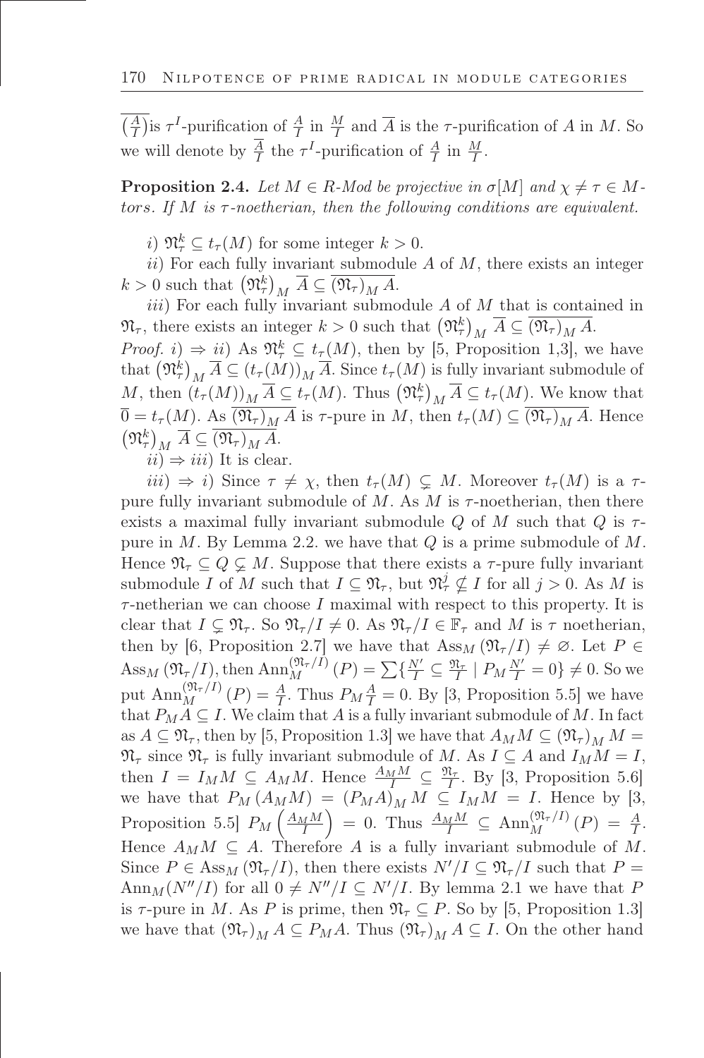$\overline{\left(\frac{A}{I}\right)}$is $\tau^I$-purification of $\frac{A}{I}$ in $\frac{M}{I}$ and $\overline{A}$ is the $\tau$-purification of $A$ in $M$. So we will denote by $\frac{\overline{A}}{I}$ the $\tau^I$-purification of $\frac{A}{I}$ in $\frac{M}{I}$.

**Proposition 2.4.** *Let $M \in R$-Mod be projective in $\sigma[M]$ and $\chi \neq \tau \in M$-tors. If $M$ is $\tau$-noetherian, then the following conditions are equivalent.*

*i)* $\mathfrak{N}_\tau^k \subseteq t_\tau(M)$ for some integer $k > 0$.

*ii)* For each fully invariant submodule $A$ of $M$, there exists an integer $k > 0$ such that $\left(\mathfrak{N}_\tau^k\right)_M \overline{A} \subseteq \overline{(\mathfrak{N}_\tau)_M A}$.

*iii)* For each fully invariant submodule $A$ of $M$ that is contained in $\mathfrak{N}_\tau$, there exists an integer $k > 0$ such that $\left(\mathfrak{N}_\tau^k\right)_M \overline{A} \subseteq \overline{(\mathfrak{N}_\tau)_M A}$.

*Proof.* $i) \Rightarrow ii)$ As $\mathfrak{N}_\tau^k \subseteq t_\tau(M)$, then by [5, Proposition 1,3], we have that $\left(\mathfrak{N}_\tau^k\right)_M \overline{A} \subseteq (t_\tau(M))_M \overline{A}$. Since $t_\tau(M)$ is fully invariant submodule of $M$, then $(t_\tau(M))_M \overline{A} \subseteq t_\tau(M)$. Thus $\left(\mathfrak{N}_\tau^k\right)_M \overline{A} \subseteq t_\tau(M)$. We know that $\overline{0} = t_\tau(M)$. As $\overline{(\mathfrak{N}_\tau)_M A}$ is $\tau$-pure in $M$, then $t_\tau(M) \subseteq \overline{(\mathfrak{N}_\tau)_M A}$. Hence $\left(\mathfrak{N}_\tau^k\right)_M \overline{A} \subseteq \overline{(\mathfrak{N}_\tau)_M A}$.

$ii) \Rightarrow iii)$ It is clear.

$iii) \Rightarrow i)$ Since $\tau \neq \chi$, then $t_\tau(M) \subsetneq M$. Moreover $t_\tau(M)$ is a $\tau$-pure fully invariant submodule of $M$. As $M$ is $\tau$-noetherian, then there exists a maximal fully invariant submodule $Q$ of $M$ such that $Q$ is $\tau$-pure in $M$. By Lemma 2.2. we have that $Q$ is a prime submodule of $M$. Hence $\mathfrak{N}_\tau \subseteq Q \subsetneq M$. Suppose that there exists a $\tau$-pure fully invariant submodule $I$ of $M$ such that $I \subseteq \mathfrak{N}_\tau$, but $\mathfrak{N}_\tau^j \nsubseteq I$ for all $j > 0$. As $M$ is $\tau$-netherian we can choose $I$ maximal with respect to this property. It is clear that $I \subsetneq \mathfrak{N}_\tau$. So $\mathfrak{N}_\tau/I \neq 0$. As $\mathfrak{N}_\tau/I \in \mathbb{F}_\tau$ and $M$ is $\tau$ noetherian, then by [6, Proposition 2.7] we have that $\mathrm{Ass}_M(\mathfrak{N}_\tau/I) \neq \varnothing$. Let $P \in \mathrm{Ass}_M(\mathfrak{N}_\tau/I)$, then $\mathrm{Ann}_M^{(\mathfrak{N}_\tau/I)}(P) = \sum\{\frac{N'}{I} \subseteq \frac{\mathfrak{N}_\tau}{I} \mid P_M \frac{N'}{I} = 0\} \neq 0$. So we put $\mathrm{Ann}_M^{(\mathfrak{N}_\tau/I)}(P) = \frac{A}{I}$. Thus $P_M \frac{A}{I} = 0$. By [3, Proposition 5.5] we have that $P_M A \subseteq I$. We claim that $A$ is a fully invariant submodule of $M$. In fact as $A \subseteq \mathfrak{N}_\tau$, then by [5, Proposition 1.3] we have that $A_M M \subseteq (\mathfrak{N}_\tau)_M M = \mathfrak{N}_\tau$ since $\mathfrak{N}_\tau$ is fully invariant submodule of $M$. As $I \subseteq A$ and $I_M M = I$, then $I = I_M M \subseteq A_M M$. Hence $\frac{A_M M}{I} \subseteq \frac{\mathfrak{N}_\tau}{I}$. By [3, Proposition 5.6] we have that $P_M(A_M M) = (P_M A)_M M \subseteq I_M M = I$. Hence by [3, Proposition 5.5] $P_M\left(\frac{A_M M}{I}\right) = 0$. Thus $\frac{A_M M}{I} \subseteq \mathrm{Ann}_M^{(\mathfrak{N}_\tau/I)}(P) = \frac{A}{I}$. Hence $A_M M \subseteq A$. Therefore $A$ is a fully invariant submodule of $M$. Since $P \in \mathrm{Ass}_M(\mathfrak{N}_\tau/I)$, then there exists $N'/I \subseteq \mathfrak{N}_\tau/I$ such that $P = \mathrm{Ann}_M(N''/I)$ for all $0 \neq N''/I \subseteq N'/I$. By lemma 2.1 we have that $P$ is $\tau$-pure in $M$. As $P$ is prime, then $\mathfrak{N}_\tau \subseteq P$. So by [5, Proposition 1.3] we have that $(\mathfrak{N}_\tau)_M A \subseteq P_M A$. Thus $(\mathfrak{N}_\tau)_M A \subseteq I$. On the other hand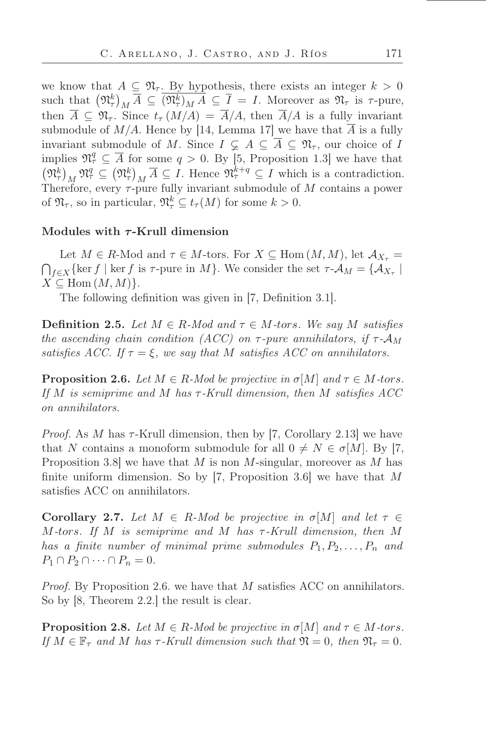we know that $A \subseteq \mathfrak{N}_\tau$. By hypothesis, there exists an integer $k > 0$ such that $\left(\mathfrak{N}_\tau^k\right)_M \overline{A} \subseteq \overline{(\mathfrak{N}_\tau^k)_M A} \subseteq \overline{I} = I$. Moreover as $\mathfrak{N}_\tau$ is $\tau$-pure, then $\overline{A} \subseteq \mathfrak{N}_\tau$. Since $t_\tau(M/A) = \overline{A}/A$, then $\overline{A}/A$ is a fully invariant submodule of $M/A$. Hence by [14, Lemma 17] we have that $\overline{A}$ is a fully invariant submodule of $M$. Since $I \subsetneq A \subseteq \overline{A} \subseteq \mathfrak{N}_\tau$, our choice of $I$ implies $\mathfrak{N}_\tau^q \subseteq \overline{A}$ for some $q > 0$. By [5, Proposition 1.3] we have that $\left(\mathfrak{N}_\tau^k\right)_M \mathfrak{N}_\tau^q \subseteq \left(\mathfrak{N}_\tau^k\right)_M \overline{A} \subseteq I$. Hence $\mathfrak{N}_\tau^{k+q} \subseteq I$ which is a contradiction. Therefore, every $\tau$-pure fully invariant submodule of $M$ contains a power of $\mathfrak{N}_\tau$, so in particular, $\mathfrak{N}_\tau^k \subseteq t_\tau(M)$ for some $k > 0$.

### Modules with $\tau$-Krull dimension

Let $M \in R$-Mod and $\tau \in M$-tors. For $X \subseteq \operatorname{Hom}(M, M)$, let $\mathcal{A}_{X_\tau} = \bigcap_{f \in X}\{\ker f \mid \ker f \text{ is } \tau\text{-pure in } M\}$. We consider the set $\tau$-$\mathcal{A}_M = \{\mathcal{A}_{X_\tau} \mid X \subseteq \operatorname{Hom}(M, M)\}$.

The following definition was given in [7, Definition 3.1].

**Definition 2.5.** *Let $M \in R$-Mod and $\tau \in M$-tors. We say $M$ satisfies the ascending chain condition (ACC) on $\tau$-pure annihilators, if $\tau$-$\mathcal{A}_M$ satisfies ACC. If $\tau = \xi$, we say that $M$ satisfies ACC on annihilators.*

**Proposition 2.6.** *Let $M \in R$-Mod be projective in $\sigma[M]$ and $\tau \in M$-tors. If $M$ is semiprime and $M$ has $\tau$-Krull dimension, then $M$ satisfies ACC on annihilators.*

*Proof.* As $M$ has $\tau$-Krull dimension, then by [7, Corollary 2.13] we have that $N$ contains a monoform submodule for all $0 \neq N \in \sigma[M]$. By [7, Proposition 3.8] we have that $M$ is non $M$-singular, moreover as $M$ has finite uniform dimension. So by [7, Proposition 3.6] we have that $M$ satisfies ACC on annihilators.

**Corollary 2.7.** *Let $M \in R$-Mod be projective in $\sigma[M]$ and let $\tau \in M$-tors. If $M$ is semiprime and $M$ has $\tau$-Krull dimension, then $M$ has a finite number of minimal prime submodules $P_1, P_2, \ldots, P_n$ and $P_1 \cap P_2 \cap \cdots \cap P_n = 0$.*

*Proof.* By Proposition 2.6. we have that $M$ satisfies ACC on annihilators. So by [8, Theorem 2.2.] the result is clear.

**Proposition 2.8.** *Let $M \in R$-Mod be projective in $\sigma[M]$ and $\tau \in M$-tors. If $M \in \mathbb{F}_\tau$ and $M$ has $\tau$-Krull dimension such that $\mathfrak{N} = 0$, then $\mathfrak{N}_\tau = 0$.*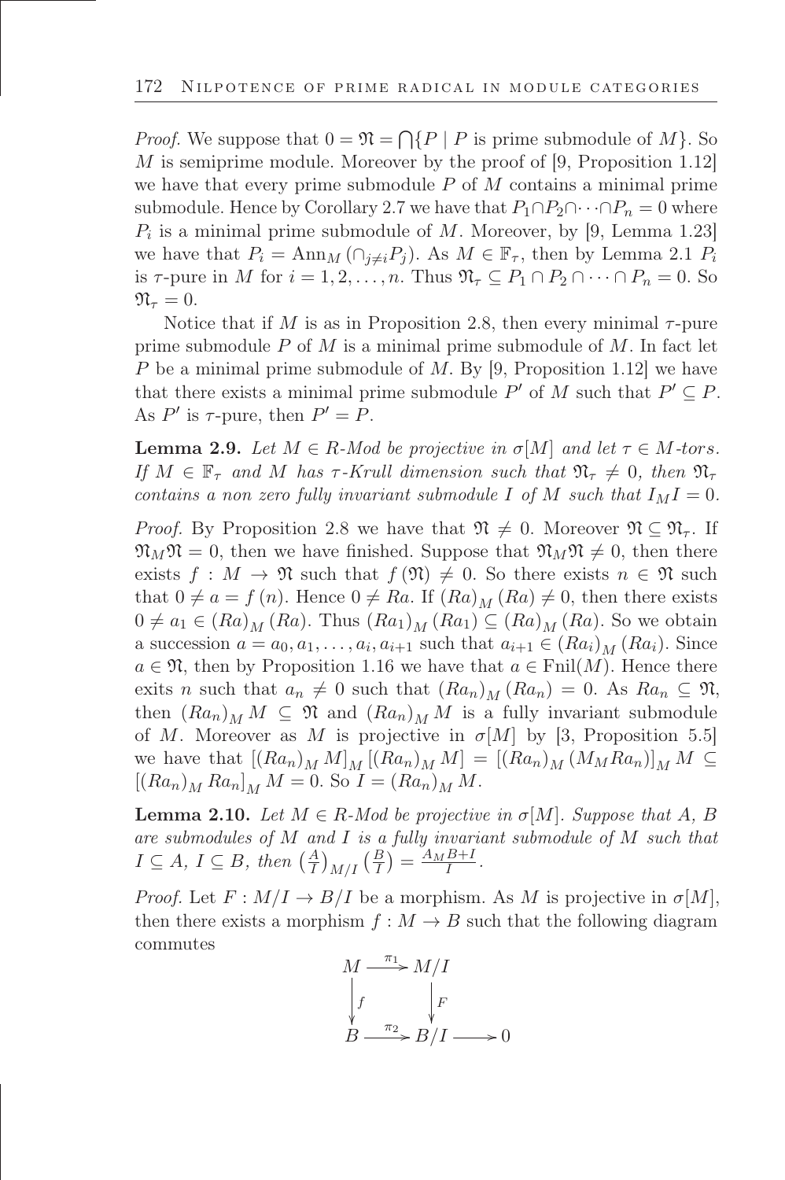*Proof.* We suppose that $0 = \mathfrak{N} = \bigcap\{P \mid P \text{ is prime submodule of } M\}$. So $M$ is semiprime module. Moreover by the proof of [9, Proposition 1.12] we have that every prime submodule $P$ of $M$ contains a minimal prime submodule. Hence by Corollary 2.7 we have that $P_1 \cap P_2 \cap \cdots \cap P_n = 0$ where $P_i$ is a minimal prime submodule of $M$. Moreover, by [9, Lemma 1.23] we have that $P_i = \operatorname{Ann}_M(\cap_{j \neq i} P_j)$. As $M \in \mathbb{F}_\tau$, then by Lemma 2.1 $P_i$ is $\tau$-pure in $M$ for $i = 1, 2, \ldots, n$. Thus $\mathfrak{N}_\tau \subseteq P_1 \cap P_2 \cap \cdots \cap P_n = 0$. So $\mathfrak{N}_\tau = 0$.

Notice that if $M$ is as in Proposition 2.8, then every minimal $\tau$-pure prime submodule $P$ of $M$ is a minimal prime submodule of $M$. In fact let $P$ be a minimal prime submodule of $M$. By [9, Proposition 1.12] we have that there exists a minimal prime submodule $P'$ of $M$ such that $P' \subseteq P$. As $P'$ is $\tau$-pure, then $P' = P$.

**Lemma 2.9.** *Let $M \in R\text{-Mod}$ be projective in $\sigma[M]$ and let $\tau \in M\text{-tors}$. If $M \in \mathbb{F}_\tau$ and $M$ has $\tau$-Krull dimension such that $\mathfrak{N}_\tau \neq 0$, then $\mathfrak{N}_\tau$ contains a non zero fully invariant submodule $I$ of $M$ such that $I_M I = 0$.*

*Proof.* By Proposition 2.8 we have that $\mathfrak{N} \neq 0$. Moreover $\mathfrak{N} \subseteq \mathfrak{N}_\tau$. If $\mathfrak{N}_M \mathfrak{N} = 0$, then we have finished. Suppose that $\mathfrak{N}_M \mathfrak{N} \neq 0$, then there exists $f : M \to \mathfrak{N}$ such that $f(\mathfrak{N}) \neq 0$. So there exists $n \in \mathfrak{N}$ such that $0 \neq a = f(n)$. Hence $0 \neq Ra$. If $(Ra)_M (Ra) \neq 0$, then there exists $0 \neq a_1 \in (Ra)_M (Ra)$. Thus $(Ra_1)_M (Ra_1) \subseteq (Ra)_M (Ra)$. So we obtain a succession $a = a_0, a_1, \ldots, a_i, a_{i+1}$ such that $a_{i+1} \in (Ra_i)_M (Ra_i)$. Since $a \in \mathfrak{N}$, then by Proposition 1.16 we have that $a \in \operatorname{Fnil}(M)$. Hence there exits $n$ such that $a_n \neq 0$ such that $(Ra_n)_M (Ra_n) = 0$. As $Ra_n \subseteq \mathfrak{N}$, then $(Ra_n)_M M \subseteq \mathfrak{N}$ and $(Ra_n)_M M$ is a fully invariant submodule of $M$. Moreover as $M$ is projective in $\sigma[M]$ by [3, Proposition 5.5] we have that $[(Ra_n)_M M]_M [(Ra_n)_M M] = [(Ra_n)_M (M_M Ra_n)]_M M \subseteq [(Ra_n)_M Ra_n]_M M = 0$. So $I = (Ra_n)_M M$.

**Lemma 2.10.** *Let $M \in R\text{-Mod}$ be projective in $\sigma[M]$. Suppose that $A$, $B$ are submodules of $M$ and $I$ is a fully invariant submodule of $M$ such that $I \subseteq A$, $I \subseteq B$, then $\left(\frac{A}{I}\right)_{M/I} \left(\frac{B}{I}\right) = \frac{A_M B + I}{I}$.*

*Proof.* Let $F : M/I \to B/I$ be a morphism. As $M$ is projective in $\sigma[M]$, then there exists a morphism $f : M \to B$ such that the following diagram commutes

$$\begin{array}{ccccc} M & \xrightarrow{\pi_1} & M/I & & \\ \downarrow f & & \downarrow F & & \\ B & \xrightarrow{\pi_2} & B/I & \longrightarrow & 0 \end{array}$$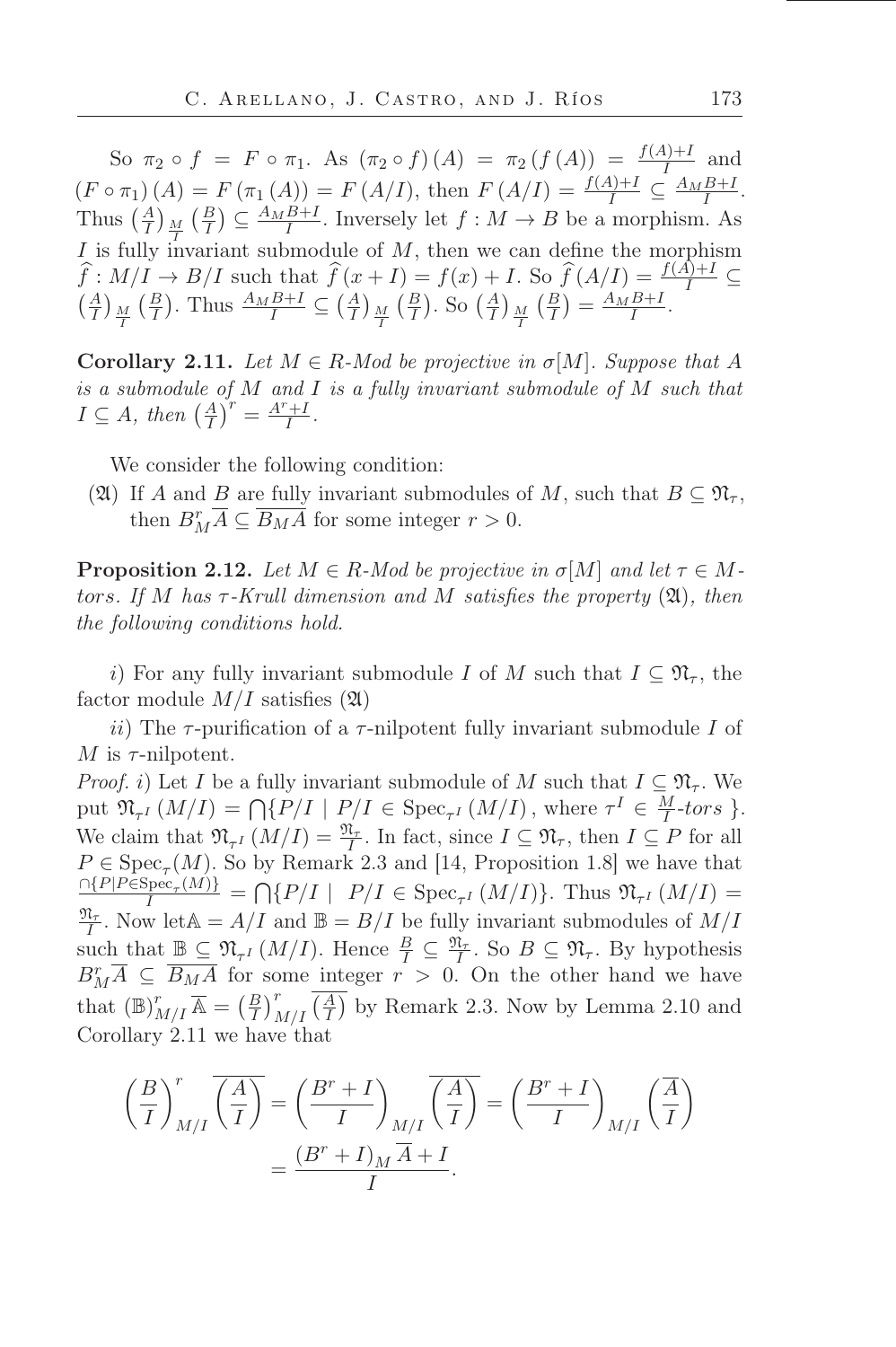So $\pi_2 \circ f = F \circ \pi_1$. As $(\pi_2 \circ f)(A) = \pi_2(f(A)) = \frac{f(A)+I}{I}$ and $(F \circ \pi_1)(A) = F(\pi_1(A)) = F(A/I)$, then $F(A/I) = \frac{f(A)+I}{I} \subseteq \frac{A_M B+I}{I}$. Thus $\left(\frac{A}{I}\right)_{\frac{M}{I}}\left(\frac{B}{I}\right) \subseteq \frac{A_M B+I}{I}$. Inversely let $f : M \to B$ be a morphism. As $I$ is fully invariant submodule of $M$, then we can define the morphism $\widehat{f} : M/I \to B/I$ such that $\widehat{f}(x+I) = f(x)+I$. So $\widehat{f}(A/I) = \frac{f(A)+I}{I} \subseteq \left(\frac{A}{I}\right)_{\frac{M}{I}}\left(\frac{B}{I}\right)$. Thus $\frac{A_M B+I}{I} \subseteq \left(\frac{A}{I}\right)_{\frac{M}{I}}\left(\frac{B}{I}\right)$. So $\left(\frac{A}{I}\right)_{\frac{M}{I}}\left(\frac{B}{I}\right) = \frac{A_M B+I}{I}$.

**Corollary 2.11.** *Let $M \in R$-Mod be projective in $\sigma[M]$. Suppose that $A$ is a submodule of $M$ and $I$ is a fully invariant submodule of $M$ such that $I \subseteq A$, then $\left(\frac{A}{I}\right)^r = \frac{A^r+I}{I}$.*

We consider the following condition:

($\mathfrak{A}$) If $A$ and $B$ are fully invariant submodules of $M$, such that $B \subseteq \mathfrak{N}_\tau$, then $B^r_M \overline{A} \subseteq \overline{B_M A}$ for some integer $r > 0$.

**Proposition 2.12.** *Let $M \in R$-Mod be projective in $\sigma[M]$ and let $\tau \in M$-tors. If $M$ has $\tau$-Krull dimension and $M$ satisfies the property ($\mathfrak{A}$), then the following conditions hold.*

*i*) For any fully invariant submodule $I$ of $M$ such that $I \subseteq \mathfrak{N}_\tau$, the factor module $M/I$ satisfies ($\mathfrak{A}$)

*ii*) The $\tau$-purification of a $\tau$-nilpotent fully invariant submodule $I$ of $M$ is $\tau$-nilpotent.

*Proof. i*) Let $I$ be a fully invariant submodule of $M$ such that $I \subseteq \mathfrak{N}_\tau$. We put $\mathfrak{N}_{\tau^I}(M/I) = \bigcap\{P/I \mid P/I \in \operatorname{Spec}_{\tau^I}(M/I)$, where $\tau^I \in \frac{M}{I}$-*tors* $\}$. We claim that $\mathfrak{N}_{\tau^I}(M/I) = \frac{\mathfrak{N}_\tau}{I}$. In fact, since $I \subseteq \mathfrak{N}_\tau$, then $I \subseteq P$ for all $P \in \operatorname{Spec}_\tau(M)$. So by Remark 2.3 and [14, Proposition 1.8] we have that $\frac{\cap\{P \mid P \in \operatorname{Spec}_\tau(M)\}}{I} = \bigcap\{P/I \mid \ P/I \in \operatorname{Spec}_{\tau^I}(M/I)\}$. Thus $\mathfrak{N}_{\tau^I}(M/I) = \frac{\mathfrak{N}_\tau}{I}$. Now let $\mathbb{A} = A/I$ and $\mathbb{B} = B/I$ be fully invariant submodules of $M/I$ such that $\mathbb{B} \subseteq \mathfrak{N}_{\tau^I}(M/I)$. Hence $\frac{B}{I} \subseteq \frac{\mathfrak{N}_\tau}{I}$. So $B \subseteq \mathfrak{N}_\tau$. By hypothesis $B^r_M \overline{A} \subseteq \overline{B_M A}$ for some integer $r > 0$. On the other hand we have that $(\mathbb{B})^r_{M/I} \overline{\mathbb{A}} = \left(\frac{B}{I}\right)^r_{M/I} \overline{\left(\frac{A}{I}\right)}$ by Remark 2.3. Now by Lemma 2.10 and Corollary 2.11 we have that

$$\left(\frac{B}{I}\right)^r_{M/I} \overline{\left(\frac{A}{I}\right)} = \left(\frac{B^r+I}{I}\right)_{M/I} \overline{\left(\frac{A}{I}\right)} = \left(\frac{B^r+I}{I}\right)_{M/I} \left(\frac{\overline{A}}{I}\right)$$
$$= \frac{(B^r+I)_M \overline{A} + I}{I}.$$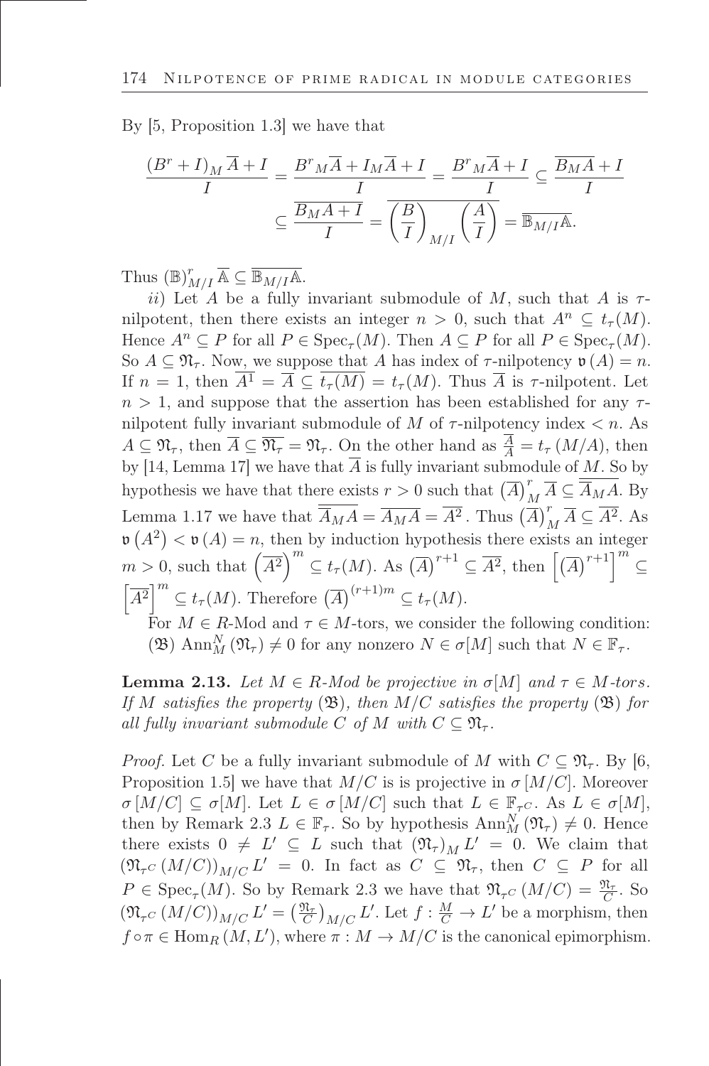By [5, Proposition 1.3] we have that

$$\frac{(B^r + I)_M \overline{A} + I}{I} = \frac{B^r{}_M\overline{A} + I_M\overline{A} + I}{I} = \frac{B^r{}_M\overline{A} + I}{I} \subseteq \frac{\overline{B_M A} + I}{I}$$
$$\subseteq \overline{\frac{B_M A + I}{I}} = \overline{\left(\frac{B}{I}\right)_{M/I}\left(\frac{A}{I}\right)} = \overline{\mathbb{B}_{M/I}\mathbb{A}}.$$

Thus $(\mathbb{B})^r_{M/I}\,\overline{\mathbb{A}} \subseteq \overline{\mathbb{B}_{M/I}\mathbb{A}}$.

*ii)* Let $A$ be a fully invariant submodule of $M$, such that $A$ is $\tau$-nilpotent, then there exists an integer $n > 0$, such that $A^n \subseteq t_\tau(M)$. Hence $A^n \subseteq P$ for all $P \in \mathrm{Spec}_\tau(M)$. Then $A \subseteq P$ for all $P \in \mathrm{Spec}_\tau(M)$. So $A \subseteq \mathfrak{N}_\tau$. Now, we suppose that $A$ has index of $\tau$-nilpotency $\mathfrak{v}(A) = n$. If $n = 1$, then $\overline{A^1} = \overline{A} \subseteq \overline{t_\tau(M)} = t_\tau(M)$. Thus $\overline{A}$ is $\tau$-nilpotent. Let $n > 1$, and suppose that the assertion has been established for any $\tau$-nilpotent fully invariant submodule of $M$ of $\tau$-nilpotency index $< n$. As $A \subseteq \mathfrak{N}_\tau$, then $\overline{A} \subseteq \overline{\mathfrak{N}_\tau} = \mathfrak{N}_\tau$. On the other hand as $\frac{\overline{A}}{A} = t_\tau(M/A)$, then by [14, Lemma 17] we have that $\overline{A}$ is fully invariant submodule of $M$. So by hypothesis we have that there exists $r > 0$ such that $\left(\overline{A}\right)^r_M \overline{A} \subseteq \overline{A}_M A$. By Lemma 1.17 we have that $\overline{\overline{A}_M A} = \overline{A_M A} = \overline{A^2}$. Thus $\left(\overline{A}\right)^r_M \overline{A} \subseteq \overline{A^2}$. As $\mathfrak{v}\left(A^2\right) < \mathfrak{v}(A) = n$, then by induction hypothesis there exists an integer $m > 0$, such that $\left(\overline{A^2}\right)^m \subseteq t_\tau(M)$. As $\left(\overline{A}\right)^{r+1} \subseteq \overline{A^2}$, then $\left[\left(\overline{A}\right)^{r+1}\right]^m \subseteq \left[\overline{A^2}\right]^m \subseteq t_\tau(M)$. Therefore $\left(\overline{A}\right)^{(r+1)m} \subseteq t_\tau(M)$.

For $M \in R$-Mod and $\tau \in M$-tors, we consider the following condition: ($\mathfrak{B}$) $\mathrm{Ann}^N_M(\mathfrak{N}_\tau) \neq 0$ for any nonzero $N \in \sigma[M]$ such that $N \in \mathbb{F}_\tau$.

**Lemma 2.13.** *Let $M \in R$-Mod be projective in $\sigma[M]$ and $\tau \in M$-tors. If $M$ satisfies the property ($\mathfrak{B}$), then $M/C$ satisfies the property ($\mathfrak{B}$) for all fully invariant submodule $C$ of $M$ with $C \subseteq \mathfrak{N}_\tau$.*

*Proof.* Let $C$ be a fully invariant submodule of $M$ with $C \subseteq \mathfrak{N}_\tau$. By [6, Proposition 1.5] we have that $M/C$ is is projective in $\sigma[M/C]$. Moreover $\sigma[M/C] \subseteq \sigma[M]$. Let $L \in \sigma[M/C]$ such that $L \in \mathbb{F}_{\tau^C}$. As $L \in \sigma[M]$, then by Remark 2.3 $L \in \mathbb{F}_\tau$. So by hypothesis $\mathrm{Ann}^N_M(\mathfrak{N}_\tau) \neq 0$. Hence there exists $0 \neq L' \subseteq L$ such that $(\mathfrak{N}_\tau)_M L' = 0$. We claim that $(\mathfrak{N}_{\tau^C}(M/C))_{M/C} L' = 0$. In fact as $C \subseteq \mathfrak{N}_\tau$, then $C \subseteq P$ for all $P \in \mathrm{Spec}_\tau(M)$. So by Remark 2.3 we have that $\mathfrak{N}_{\tau^C}(M/C) = \frac{\mathfrak{N}_\tau}{C}$. So $(\mathfrak{N}_{\tau^C}(M/C))_{M/C} L' = \left(\frac{\mathfrak{N}_\tau}{C}\right)_{M/C} L'$. Let $f : \frac{M}{C} \to L'$ be a morphism, then $f \circ \pi \in \mathrm{Hom}_R(M, L')$, where $\pi : M \to M/C$ is the canonical epimorphism.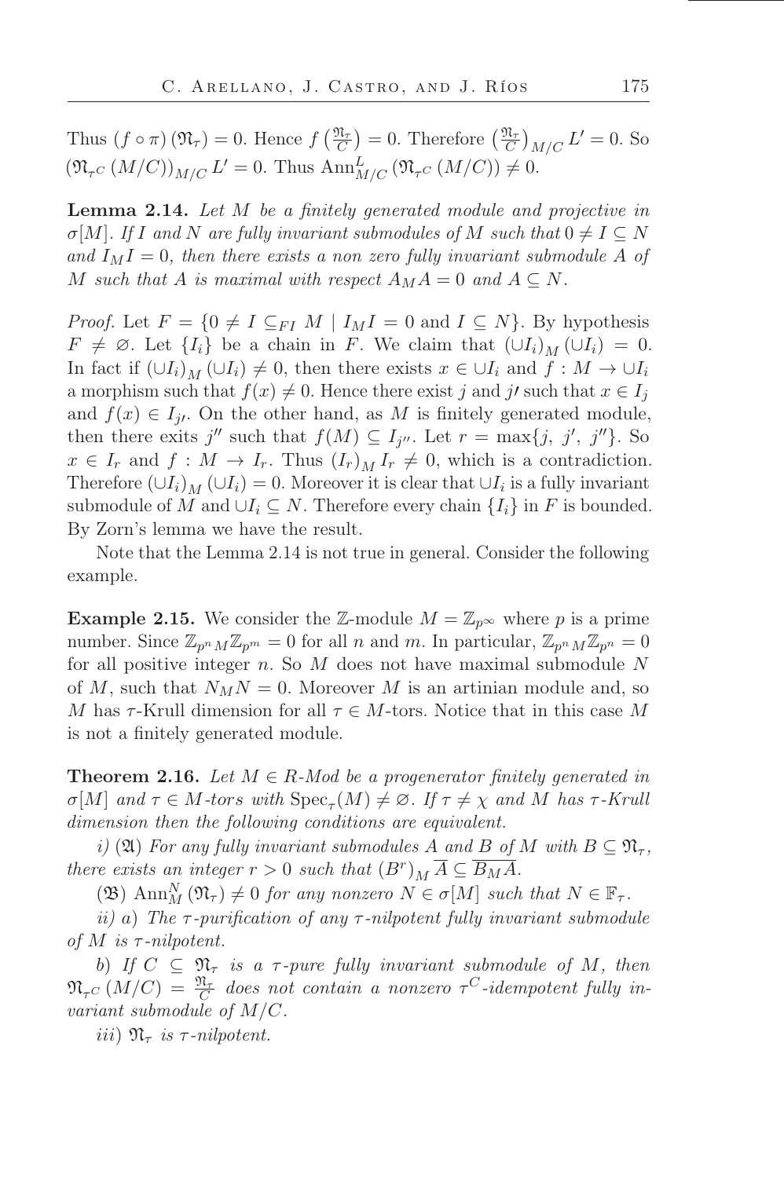Thus $(f \circ \pi)(\mathfrak{N}_\tau) = 0$. Hence $f\left(\frac{\mathfrak{N}_\tau}{C}\right) = 0$. Therefore $\left(\frac{\mathfrak{N}_\tau}{C}\right)_{M/C} L' = 0$. So $(\mathfrak{N}_{\tau^C}(M/C))_{M/C} L' = 0$. Thus $\operatorname{Ann}^L_{M/C}(\mathfrak{N}_{\tau^C}(M/C)) \neq 0$.

**Lemma 2.14.** *Let $M$ be a finitely generated module and projective in $\sigma[M]$. If $I$ and $N$ are fully invariant submodules of $M$ such that $0 \neq I \subseteq N$ and $I_M I = 0$, then there exists a non zero fully invariant submodule $A$ of $M$ such that $A$ is maximal with respect $A_M A = 0$ and $A \subseteq N$.*

*Proof.* Let $F = \{0 \neq I \subseteq_{FI} M \mid I_M I = 0 \text{ and } I \subseteq N\}$. By hypothesis $F \neq \varnothing$. Let $\{I_i\}$ be a chain in $F$. We claim that $(\cup I_i)_M (\cup I_i) = 0$. In fact if $(\cup I_i)_M (\cup I_i) \neq 0$, then there exists $x \in \cup I_i$ and $f : M \to \cup I_i$ a morphism such that $f(x) \neq 0$. Hence there exist $j$ and $j'$ such that $x \in I_j$ and $f(x) \in I_{j'}$. On the other hand, as $M$ is finitely generated module, then there exits $j''$ such that $f(M) \subseteq I_{j''}$. Let $r = \max\{j,\ j',\ j''\}$. So $x \in I_r$ and $f : M \to I_r$. Thus $(I_r)_M I_r \neq 0$, which is a contradiction. Therefore $(\cup I_i)_M (\cup I_i) = 0$. Moreover it is clear that $\cup I_i$ is a fully invariant submodule of $M$ and $\cup I_i \subseteq N$. Therefore every chain $\{I_i\}$ in $F$ is bounded. By Zorn's lemma we have the result.

Note that the Lemma 2.14 is not true in general. Consider the following example.

**Example 2.15.** We consider the $\mathbb{Z}$-module $M = \mathbb{Z}_{p^\infty}$ where $p$ is a prime number. Since $\mathbb{Z}_{p^n\, M}\mathbb{Z}_{p^m} = 0$ for all $n$ and $m$. In particular, $\mathbb{Z}_{p^n\, M}\mathbb{Z}_{p^n} = 0$ for all positive integer $n$. So $M$ does not have maximal submodule $N$ of $M$, such that $N_M N = 0$. Moreover $M$ is an artinian module and, so $M$ has $\tau$-Krull dimension for all $\tau \in M$-tors. Notice that in this case $M$ is not a finitely generated module.

**Theorem 2.16.** *Let $M \in R$-Mod be a progenerator finitely generated in $\sigma[M]$ and $\tau \in M$-tors with $\operatorname{Spec}_\tau(M) \neq \varnothing$. If $\tau \neq \chi$ and $M$ has $\tau$-Krull dimension then the following conditions are equivalent.*

*i)* $(\mathfrak{A})$ *For any fully invariant submodules $A$ and $B$ of $M$ with $B \subseteq \mathfrak{N}_\tau$, there exists an integer $r > 0$ such that $(B^r)_M \overline{A} \subseteq \overline{B_M A}$.*

$(\mathfrak{B})$ $\operatorname{Ann}^N_M(\mathfrak{N}_\tau) \neq 0$ *for any nonzero $N \in \sigma[M]$ such that $N \in \mathbb{F}_\tau$.*

*ii) a) The $\tau$-purification of any $\tau$-nilpotent fully invariant submodule of $M$ is $\tau$-nilpotent.*

*b) If $C \subseteq \mathfrak{N}_\tau$ is a $\tau$-pure fully invariant submodule of $M$, then $\mathfrak{N}_{\tau^C}(M/C) = \frac{\mathfrak{N}_\tau}{C}$ does not contain a nonzero $\tau^C$-idempotent fully invariant submodule of $M/C$.*

*iii)* $\mathfrak{N}_\tau$ *is $\tau$-nilpotent.*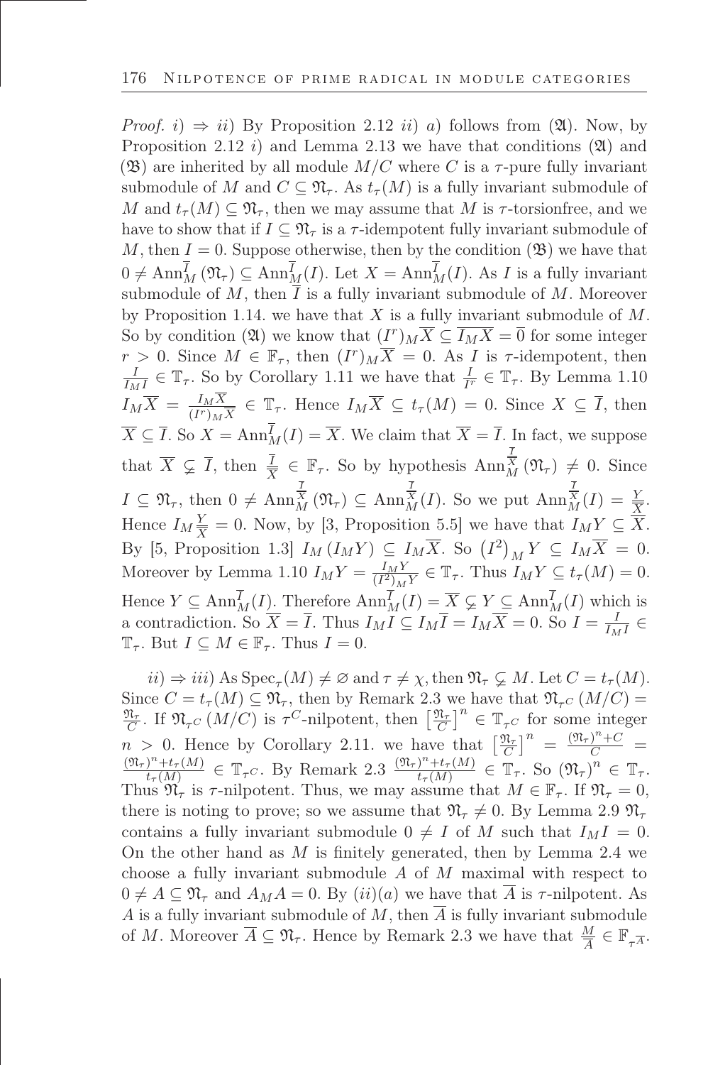*Proof.* $i) \Rightarrow ii)$ By Proposition 2.12 $ii)$ $a)$ follows from $(\mathfrak{A})$. Now, by Proposition 2.12 $i)$ and Lemma 2.13 we have that conditions $(\mathfrak{A})$ and $(\mathfrak{B})$ are inherited by all module $M/C$ where $C$ is a $\tau$-pure fully invariant submodule of $M$ and $C \subseteq \mathfrak{N}_\tau$. As $t_\tau(M)$ is a fully invariant submodule of $M$ and $t_\tau(M) \subseteq \mathfrak{N}_\tau$, then we may assume that $M$ is $\tau$-torsionfree, and we have to show that if $I \subseteq \mathfrak{N}_\tau$ is a $\tau$-idempotent fully invariant submodule of $M$, then $I = 0$. Suppose otherwise, then by the condition $(\mathfrak{B})$ we have that $0 \neq \mathrm{Ann}_M^{\overline{I}}(\mathfrak{N}_\tau) \subseteq \mathrm{Ann}_M^{\overline{I}}(I)$. Let $X = \mathrm{Ann}_M^{\overline{I}}(I)$. As $I$ is a fully invariant submodule of $M$, then $\overline{I}$ is a fully invariant submodule of $M$. Moreover by Proposition 1.14. we have that $X$ is a fully invariant submodule of $M$. So by condition $(\mathfrak{A})$ we know that $(I^r)_M\overline{X} \subseteq \overline{I_M\overline{X}} = \overline{0}$ for some integer $r > 0$. Since $M \in \mathbb{F}_\tau$, then $(I^r)_M\overline{X} = 0$. As $I$ is $\tau$-idempotent, then $\frac{I}{I_MI} \in \mathbb{T}_\tau$. So by Corollary 1.11 we have that $\frac{I}{I^r} \in \mathbb{T}_\tau$. By Lemma 1.10 $I_M\overline{X} = \frac{I_M\overline{X}}{(I^r)_M\overline{X}} \in \mathbb{T}_\tau$. Hence $I_M\overline{X} \subseteq t_\tau(M) = 0$. Since $X \subseteq \overline{I}$, then $\overline{X} \subseteq \overline{I}$. So $X = \mathrm{Ann}_M^{\overline{I}}(I) = \overline{X}$. We claim that $\overline{X} = \overline{I}$. In fact, we suppose that $\overline{X} \subsetneq \overline{I}$, then $\frac{\overline{I}}{\overline{X}} \in \mathbb{F}_\tau$. So by hypothesis $\mathrm{Ann}_M^{\frac{\overline{I}}{\overline{X}}}(\mathfrak{N}_\tau) \neq 0$. Since $I \subseteq \mathfrak{N}_\tau$, then $0 \neq \mathrm{Ann}_M^{\frac{\overline{I}}{\overline{X}}}(\mathfrak{N}_\tau) \subseteq \mathrm{Ann}_M^{\frac{\overline{I}}{\overline{X}}}(I)$. So we put $\mathrm{Ann}_M^{\frac{\overline{I}}{\overline{X}}}(I) = \frac{Y}{\overline{X}}$. Hence $I_M\frac{Y}{\overline{X}} = 0$. Now, by [3, Proposition 5.5] we have that $I_MY \subseteq \overline{X}$. By [5, Proposition 1.3] $I_M(I_MY) \subseteq I_M\overline{X}$. So $\left(I^2\right)_M Y \subseteq I_M\overline{X} = 0$. Moreover by Lemma 1.10 $I_MY = \frac{I_MY}{(I^2)_MY} \in \mathbb{T}_\tau$. Thus $I_MY \subseteq t_\tau(M) = 0$. Hence $Y \subseteq \mathrm{Ann}_M^{\overline{I}}(I)$. Therefore $\mathrm{Ann}_M^{\overline{I}}(I) = \overline{X} \subsetneq Y \subseteq \mathrm{Ann}_M^{\overline{I}}(I)$ which is a contradiction. So $\overline{X} = \overline{I}$. Thus $I_MI \subseteq I_M\overline{I} = I_M\overline{X} = 0$. So $I = \frac{I}{I_MI} \in \mathbb{T}_\tau$. But $I \subseteq M \in \mathbb{F}_\tau$. Thus $I = 0$.

$ii) \Rightarrow iii)$ As $\mathrm{Spec}_\tau(M) \neq \varnothing$ and $\tau \neq \chi$, then $\mathfrak{N}_\tau \subsetneq M$. Let $C = t_\tau(M)$. Since $C = t_\tau(M) \subseteq \mathfrak{N}_\tau$, then by Remark 2.3 we have that $\mathfrak{N}_{\tau^C}(M/C) = \frac{\mathfrak{N}_\tau}{C}$. If $\mathfrak{N}_{\tau^C}(M/C)$ is $\tau^C$-nilpotent, then $\left[\frac{\mathfrak{N}_\tau}{C}\right]^n \in \mathbb{T}_{\tau^C}$ for some integer $n > 0$. Hence by Corollary 2.11. we have that $\left[\frac{\mathfrak{N}_\tau}{C}\right]^n = \frac{(\mathfrak{N}_\tau)^n + C}{C} = \frac{(\mathfrak{N}_\tau)^n + t_\tau(M)}{t_\tau(M)} \in \mathbb{T}_{\tau^C}$. By Remark 2.3 $\frac{(\mathfrak{N}_\tau)^n + t_\tau(M)}{t_\tau(M)} \in \mathbb{T}_\tau$. So $(\mathfrak{N}_\tau)^n \in \mathbb{T}_\tau$. Thus $\mathfrak{N}_\tau$ is $\tau$-nilpotent. Thus, we may assume that $M \in \mathbb{F}_\tau$. If $\mathfrak{N}_\tau = 0$, there is noting to prove; so we assume that $\mathfrak{N}_\tau \neq 0$. By Lemma 2.9 $\mathfrak{N}_\tau$ contains a fully invariant submodule $0 \neq I$ of $M$ such that $I_MI = 0$. On the other hand as $M$ is finitely generated, then by Lemma 2.4 we choose a fully invariant submodule $A$ of $M$ maximal with respect to $0 \neq A \subseteq \mathfrak{N}_\tau$ and $A_MA = 0$. By $(ii)(a)$ we have that $\overline{A}$ is $\tau$-nilpotent. As $A$ is a fully invariant submodule of $M$, then $\overline{A}$ is fully invariant submodule of $M$. Moreover $\overline{A} \subseteq \mathfrak{N}_\tau$. Hence by Remark 2.3 we have that $\frac{M}{\overline{A}} \in \mathbb{F}_{\tau^{\overline{A}}}$.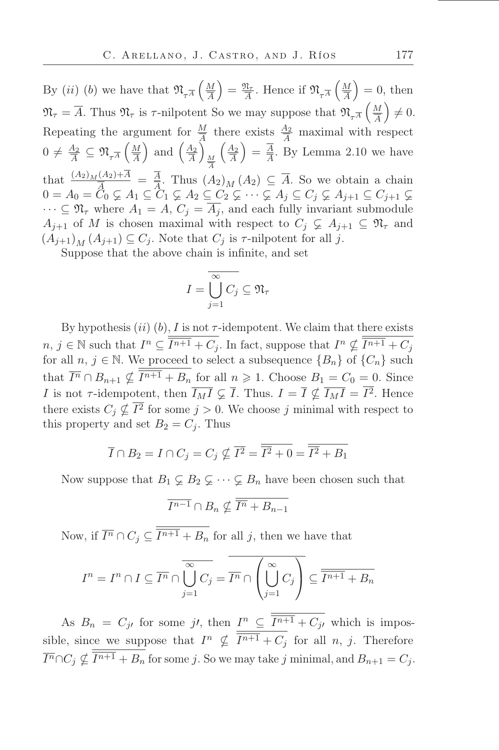By $(ii)$ $(b)$ we have that $\mathfrak{N}_{\tau^{\overline{A}}}\left(\frac{M}{\overline{A}}\right) = \frac{\mathfrak{N}_\tau}{\overline{A}}$. Hence if $\mathfrak{N}_{\tau^{\overline{A}}}\left(\frac{M}{\overline{A}}\right) = 0$, then $\mathfrak{N}_\tau = \overline{A}$. Thus $\mathfrak{N}_\tau$ is $\tau$-nilpotent So we may suppose that $\mathfrak{N}_{\tau^{\overline{A}}}\left(\frac{M}{\overline{A}}\right) \neq 0$. Repeating the argument for $\frac{M}{\overline{A}}$ there exists $\frac{A_2}{\overline{A}}$ maximal with respect $0 \neq \frac{A_2}{\overline{A}} \subseteq \mathfrak{N}_{\tau^{\overline{A}}}\left(\frac{M}{\overline{A}}\right)$ and $\left(\frac{A_2}{\overline{A}}\right)_{\frac{M}{\overline{A}}}\left(\frac{A_2}{\overline{A}}\right) = \frac{\overline{A}}{\overline{A}}$. By Lemma 2.10 we have that $\frac{(A_2)_M(A_2)+\overline{A}}{\overline{A}} = \frac{\overline{A}}{\overline{A}}$. Thus $(A_2)_M(A_2) \subseteq \overline{A}$. So we obtain a chain $0 = A_0 = C_0 \subsetneq A_1 \subseteq C_1 \subsetneq A_2 \subseteq C_2 \subsetneq \cdots \subsetneq A_j \subseteq C_j \subsetneq A_{j+1} \subseteq C_{j+1} \subsetneq \cdots \subseteq \mathfrak{N}_\tau$ where $A_1 = A$, $C_j = \overline{A_j}$, and each fully invariant submodule $A_{j+1}$ of $M$ is chosen maximal with respect to $C_j \subsetneq A_{j+1} \subseteq \mathfrak{N}_\tau$ and $(A_{j+1})_M(A_{j+1}) \subseteq C_j$. Note that $C_j$ is $\tau$-nilpotent for all $j$.

Suppose that the above chain is infinite, and set

$$I = \overline{\bigcup_{j=1}^{\infty} C_j} \subseteq \mathfrak{N}_\tau$$

By hypothesis $(ii)$ $(b)$, $I$ is not $\tau$-idempotent. We claim that there exists $n, j \in \mathbb{N}$ such that $I^n \subseteq \overline{\overline{I^{n+1}} + C_j}$. In fact, suppose that $I^n \nsubseteq \overline{\overline{I^{n+1}} + C_j}$ for all $n, j \in \mathbb{N}$. We proceed to select a subsequence $\{B_n\}$ of $\{C_n\}$ such that $\overline{I^n} \cap B_{n+1} \nsubseteq \overline{\overline{I^{n+1}} + B_n}$ for all $n \geqslant 1$. Choose $B_1 = C_0 = 0$. Since $I$ is not $\tau$-idempotent, then $\overline{I_M I} \subsetneq \overline{I}$. Thus. $I = \overline{I} \nsubseteq \overline{I_M I} = \overline{I^2}$. Hence there exists $C_j \nsubseteq \overline{I^2}$ for some $j > 0$. We choose $j$ minimal with respect to this property and set $B_2 = C_j$. Thus

$$\overline{I} \cap B_2 = I \cap C_j = C_j \nsubseteq \overline{I^2} = \overline{\overline{I^2} + 0} = \overline{\overline{I^2} + B_1}$$

Now suppose that $B_1 \subsetneq B_2 \subsetneq \cdots \subsetneq B_n$ have been chosen such that

$$\overline{I^{n-1}} \cap B_n \nsubseteq \overline{\overline{I^n} + B_{n-1}}$$

Now, if $\overline{I^n} \cap C_j \subseteq \overline{\overline{I^{n+1}} + B_n}$ for all $j$, then we have that

$$I^n = I^n \cap I \subseteq \overline{I^n} \cap \overline{\bigcup_{j=1}^{\infty} C_j} = \overline{\overline{I^n} \cap \left(\bigcup_{j=1}^{\infty} C_j\right)} \subseteq \overline{\overline{I^{n+1}} + B_n}$$

As $B_n = C_{j\prime}$ for some $j\prime$, then $I^n \subseteq \overline{\overline{I^{n+1}} + C_{j\prime}}$ which is impossible, since we suppose that $I^n \nsubseteq \overline{\overline{I^{n+1}} + C_j}$ for all $n$, $j$. Therefore $\overline{I^n} \cap C_j \nsubseteq \overline{\overline{I^{n+1}} + B_n}$ for some $j$. So we may take $j$ minimal, and $B_{n+1} = C_j$.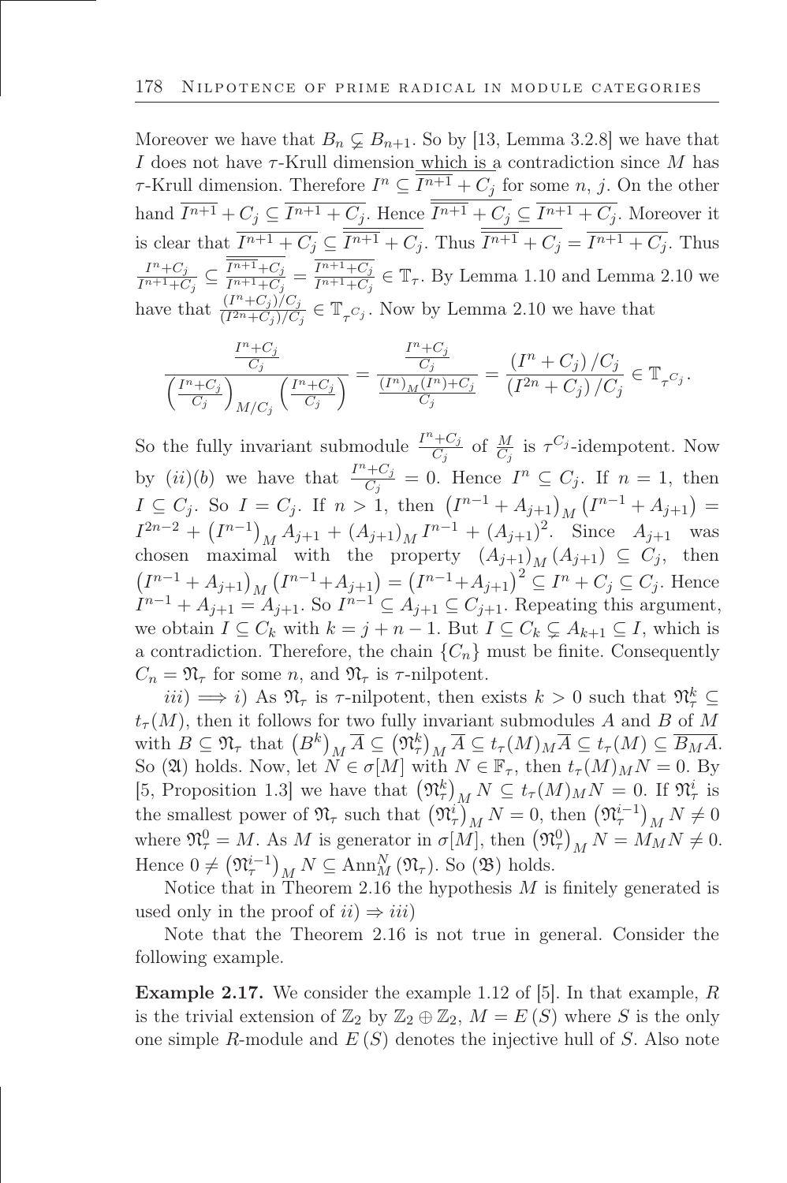Moreover we have that $B_n \subsetneq B_{n+1}$. So by [13, Lemma 3.2.8] we have that $I$ does not have $\tau$-Krull dimension which is a contradiction since $M$ has $\tau$-Krull dimension. Therefore $I^n \subseteq \overline{I^{n+1}} + C_j$ for some $n$, $j$. On the other hand $\overline{I^{n+1}} + C_j \subseteq \overline{I^{n+1} + C_j}$. Hence $\overline{\overline{I^{n+1}} + C_j} \subseteq \overline{I^{n+1} + C_j}$. Moreover it is clear that $\overline{I^{n+1} + C_j} \subseteq \overline{\overline{I^{n+1}} + C_j}$. Thus $\overline{\overline{I^{n+1}} + C_j} = \overline{I^{n+1} + C_j}$. Thus $\frac{I^n + C_j}{I^{n+1} + C_j} \subseteq \frac{\overline{\overline{I^{n+1}} + C_j}}{I^{n+1} + C_j} = \frac{\overline{I^{n+1} + C_j}}{I^{n+1} + C_j} \in \mathbb{T}_\tau$. By Lemma 1.10 and Lemma 2.10 we have that $\frac{(I^n + C_j)/C_j}{(I^{2n} + C_j)/C_j} \in \mathbb{T}_{\tau^{C_j}}$. Now by Lemma 2.10 we have that

$$\frac{\frac{I^n + C_j}{C_j}}{\left(\frac{I^n + C_j}{C_j}\right)_{M/C_j}\left(\frac{I^n + C_j}{C_j}\right)} = \frac{\frac{I^n + C_j}{C_j}}{\frac{(I^n)_M (I^n) + C_j}{C_j}} = \frac{(I^n + C_j)/C_j}{(I^{2n} + C_j)/C_j} \in \mathbb{T}_{\tau^{C_j}}.$$

So the fully invariant submodule $\frac{I^n + C_j}{C_j}$ of $\frac{M}{C_j}$ is $\tau^{C_j}$-idempotent. Now by $(ii)(b)$ we have that $\frac{I^n + C_j}{C_j} = 0$. Hence $I^n \subseteq C_j$. If $n = 1$, then $I \subseteq C_j$. So $I = C_j$. If $n > 1$, then $\left(I^{n-1} + A_{j+1}\right)_M \left(I^{n-1} + A_{j+1}\right) = I^{2n-2} + \left(I^{n-1}\right)_M A_{j+1} + \left(A_{j+1}\right)_M I^{n-1} + \left(A_{j+1}\right)^2$. Since $A_{j+1}$ was chosen maximal with the property $\left(A_{j+1}\right)_M \left(A_{j+1}\right) \subseteq C_j$, then $\left(I^{n-1} + A_{j+1}\right)_M \left(I^{n-1} + A_{j+1}\right) = \left(I^{n-1} + A_{j+1}\right)^2 \subseteq I^n + C_j \subseteq C_j$. Hence $I^{n-1} + A_{j+1} = A_{j+1}$. So $I^{n-1} \subseteq A_{j+1} \subseteq C_{j+1}$. Repeating this argument, we obtain $I \subseteq C_k$ with $k = j + n - 1$. But $I \subseteq C_k \subsetneq A_{k+1} \subseteq I$, which is a contradiction. Therefore, the chain $\{C_n\}$ must be finite. Consequently $C_n = \mathfrak{N}_\tau$ for some $n$, and $\mathfrak{N}_\tau$ is $\tau$-nilpotent.

$iii) \implies i)$ As $\mathfrak{N}_\tau$ is $\tau$-nilpotent, then exists $k > 0$ such that $\mathfrak{N}_\tau^k \subseteq t_\tau(M)$, then it follows for two fully invariant submodules $A$ and $B$ of $M$ with $B \subseteq \mathfrak{N}_\tau$ that $\left(B^k\right)_M \overline{A} \subseteq \left(\mathfrak{N}_\tau^k\right)_M \overline{A} \subseteq t_\tau(M)_M \overline{A} \subseteq t_\tau(M) \subseteq \overline{B_M A}$. So $(\mathfrak{A})$ holds. Now, let $N \in \sigma[M]$ with $N \in \mathbb{F}_\tau$, then $t_\tau(M)_M N = 0$. By [5, Proposition 1.3] we have that $\left(\mathfrak{N}_\tau^k\right)_M N \subseteq t_\tau(M)_M N = 0$. If $\mathfrak{N}_\tau^i$ is the smallest power of $\mathfrak{N}_\tau$ such that $\left(\mathfrak{N}_\tau^i\right)_M N = 0$, then $\left(\mathfrak{N}_\tau^{i-1}\right)_M N \neq 0$ where $\mathfrak{N}_\tau^0 = M$. As $M$ is generator in $\sigma[M]$, then $\left(\mathfrak{N}_\tau^0\right)_M N = M_M N \neq 0$. Hence $0 \neq \left(\mathfrak{N}_\tau^{i-1}\right)_M N \subseteq \operatorname{Ann}_M^N \left(\mathfrak{N}_\tau\right)$. So $(\mathfrak{B})$ holds.

Notice that in Theorem 2.16 the hypothesis $M$ is finitely generated is used only in the proof of $ii) \Rightarrow iii)$

Note that the Theorem 2.16 is not true in general. Consider the following example.

**Example 2.17.** We consider the example 1.12 of [5]. In that example, $R$ is the trivial extension of $\mathbb{Z}_2$ by $\mathbb{Z}_2 \oplus \mathbb{Z}_2$, $M = E(S)$ where $S$ is the only one simple $R$-module and $E(S)$ denotes the injective hull of $S$. Also note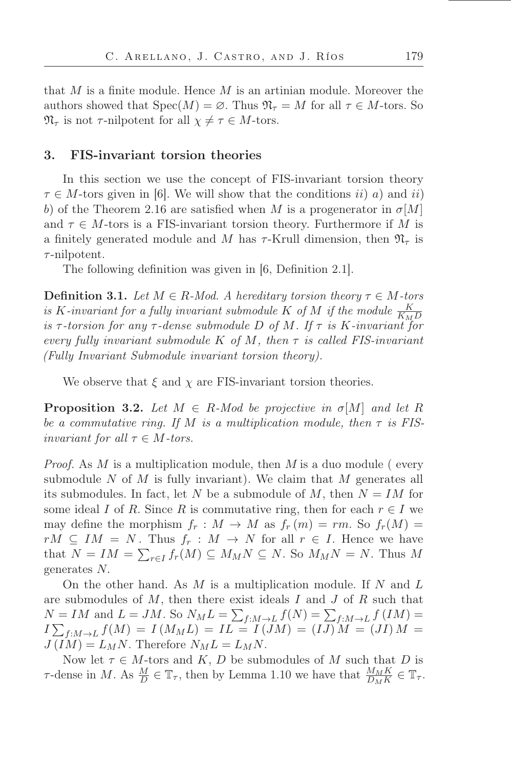that $M$ is a finite module. Hence $M$ is an artinian module. Moreover the authors showed that $\operatorname{Spec}(M) = \varnothing$. Thus $\mathfrak{N}_\tau = M$ for all $\tau \in M$-tors. So $\mathfrak{N}_\tau$ is not $\tau$-nilpotent for all $\chi \neq \tau \in M$-tors.

## 3. FIS-invariant torsion theories

In this section we use the concept of FIS-invariant torsion theory $\tau \in M$-tors given in [6]. We will show that the conditions *ii*) *a*) and *ii*) *b*) of the Theorem 2.16 are satisfied when $M$ is a progenerator in $\sigma[M]$ and $\tau \in M$-tors is a FIS-invariant torsion theory. Furthermore if $M$ is a finitely generated module and $M$ has $\tau$-Krull dimension, then $\mathfrak{N}_\tau$ is $\tau$-nilpotent.

The following definition was given in [6, Definition 2.1].

**Definition 3.1.** *Let $M \in R$-Mod. A hereditary torsion theory $\tau \in M$-tors is $K$-invariant for a fully invariant submodule $K$ of $M$ if the module $\frac{K}{K_M D}$ is $\tau$-torsion for any $\tau$-dense submodule $D$ of $M$. If $\tau$ is $K$-invariant for every fully invariant submodule $K$ of $M$, then $\tau$ is called FIS-invariant (Fully Invariant Submodule invariant torsion theory).*

We observe that $\xi$ and $\chi$ are FIS-invariant torsion theories.

**Proposition 3.2.** *Let $M \in R$-Mod be projective in $\sigma[M]$ and let $R$ be a commutative ring. If $M$ is a multiplication module, then $\tau$ is FIS-invariant for all $\tau \in M$-tors.*

*Proof.* As $M$ is a multiplication module, then $M$ is a duo module ( every submodule $N$ of $M$ is fully invariant). We claim that $M$ generates all its submodules. In fact, let $N$ be a submodule of $M$, then $N = IM$ for some ideal $I$ of $R$. Since $R$ is commutative ring, then for each $r \in I$ we may define the morphism $f_r : M \to M$ as $f_r(m) = rm$. So $f_r(M) = rM \subseteq IM = N$. Thus $f_r : M \to N$ for all $r \in I$. Hence we have that $N = IM = \sum_{r \in I} f_r(M) \subseteq M_M N \subseteq N$. So $M_M N = N$. Thus $M$ generates $N$.

On the other hand. As $M$ is a multiplication module. If $N$ and $L$ are submodules of $M$, then there exist ideals $I$ and $J$ of $R$ such that $N = IM$ and $L = JM$. So $N_M L = \sum_{f:M\to L} f(N) = \sum_{f:M\to L} f(IM) = I\sum_{f:M\to L} f(M) = I(M_M L) = IL = I(JM) = (IJ)M = (JI)M = J(IM) = L_M N$. Therefore $N_M L = L_M N$.

Now let $\tau \in M$-tors and $K$, $D$ be submodules of $M$ such that $D$ is $\tau$-dense in $M$. As $\frac{M}{D} \in \mathbb{T}_\tau$, then by Lemma 1.10 we have that $\frac{M_M K}{D_M K} \in \mathbb{T}_\tau$.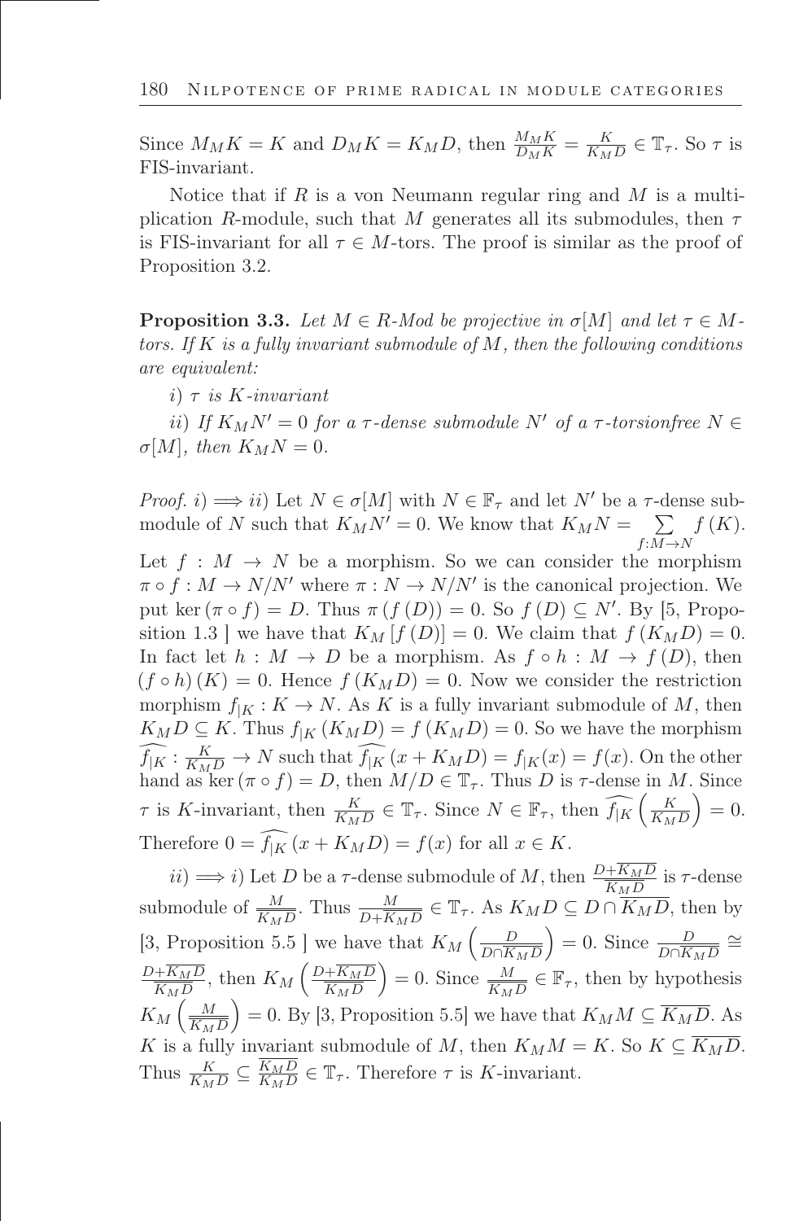Since $M_M K = K$ and $D_M K = K_M D$, then $\frac{M_M K}{D_M K} = \frac{K}{K_M D} \in \mathbb{T}_\tau$. So $\tau$ is FIS-invariant.

Notice that if $R$ is a von Neumann regular ring and $M$ is a multiplication $R$-module, such that $M$ generates all its submodules, then $\tau$ is FIS-invariant for all $\tau \in M$-tors. The proof is similar as the proof of Proposition 3.2.

**Proposition 3.3.** *Let $M \in R$-Mod be projective in $\sigma[M]$ and let $\tau \in M$-tors. If $K$ is a fully invariant submodule of $M$, then the following conditions are equivalent:*

*i) $\tau$ is $K$-invariant*

*ii) If $K_M N' = 0$ for a $\tau$-dense submodule $N'$ of a $\tau$-torsionfree $N \in \sigma[M]$, then $K_M N = 0$.*

*Proof.* $i) \Longrightarrow ii)$ Let $N \in \sigma[M]$ with $N \in \mathbb{F}_\tau$ and let $N'$ be a $\tau$-dense submodule of $N$ such that $K_M N' = 0$. We know that $K_M N = \sum\limits_{f:M\to N} f(K)$. Let $f : M \to N$ be a morphism. So we can consider the morphism $\pi \circ f : M \to N/N'$ where $\pi : N \to N/N'$ is the canonical projection. We put $\ker(\pi \circ f) = D$. Thus $\pi(f(D)) = 0$. So $f(D) \subseteq N'$. By [5, Proposition 1.3 ] we have that $K_M [f(D)] = 0$. We claim that $f(K_M D) = 0$. In fact let $h : M \to D$ be a morphism. As $f \circ h : M \to f(D)$, then $(f \circ h)(K) = 0$. Hence $f(K_M D) = 0$. Now we consider the restriction morphism $f_{|K} : K \to N$. As $K$ is a fully invariant submodule of $M$, then $K_M D \subseteq K$. Thus $f_{|K}(K_M D) = f(K_M D) = 0$. So we have the morphism $\widehat{f_{|K}} : \frac{K}{K_M D} \to N$ such that $\widehat{f_{|K}}(x + K_M D) = f_{|K}(x) = f(x)$. On the other hand as $\ker(\pi \circ f) = D$, then $M/D \in \mathbb{T}_\tau$. Thus $D$ is $\tau$-dense in $M$. Since $\tau$ is $K$-invariant, then $\frac{K}{K_M D} \in \mathbb{T}_\tau$. Since $N \in \mathbb{F}_\tau$, then $\widehat{f_{|K}}\left(\frac{K}{K_M D}\right) = 0$. Therefore $0 = \widehat{f_{|K}}(x + K_M D) = f(x)$ for all $x \in K$.

$ii) \Longrightarrow i)$ Let $D$ be a $\tau$-dense submodule of $M$, then $\frac{D + \overline{K_M D}}{\overline{K_M D}}$ is $\tau$-dense submodule of $\frac{M}{\overline{K_M D}}$. Thus $\frac{M}{D + \overline{K_M D}} \in \mathbb{T}_\tau$. As $K_M D \subseteq D \cap \overline{K_M D}$, then by [3, Proposition 5.5 ] we have that $K_M\left(\frac{D}{D \cap \overline{K_M D}}\right) = 0$. Since $\frac{D}{D \cap \overline{K_M D}} \cong \frac{D + \overline{K_M D}}{\overline{K_M D}}$, then $K_M\left(\frac{D + \overline{K_M D}}{\overline{K_M D}}\right) = 0$. Since $\frac{M}{\overline{K_M D}} \in \mathbb{F}_\tau$, then by hypothesis $K_M\left(\frac{M}{\overline{K_M D}}\right) = 0$. By [3, Proposition 5.5] we have that $K_M M \subseteq \overline{K_M D}$. As $K$ is a fully invariant submodule of $M$, then $K_M M = K$. So $K \subseteq \overline{K_M D}$. Thus $\frac{K}{K_M D} \subseteq \frac{\overline{K_M D}}{K_M D} \in \mathbb{T}_\tau$. Therefore $\tau$ is $K$-invariant.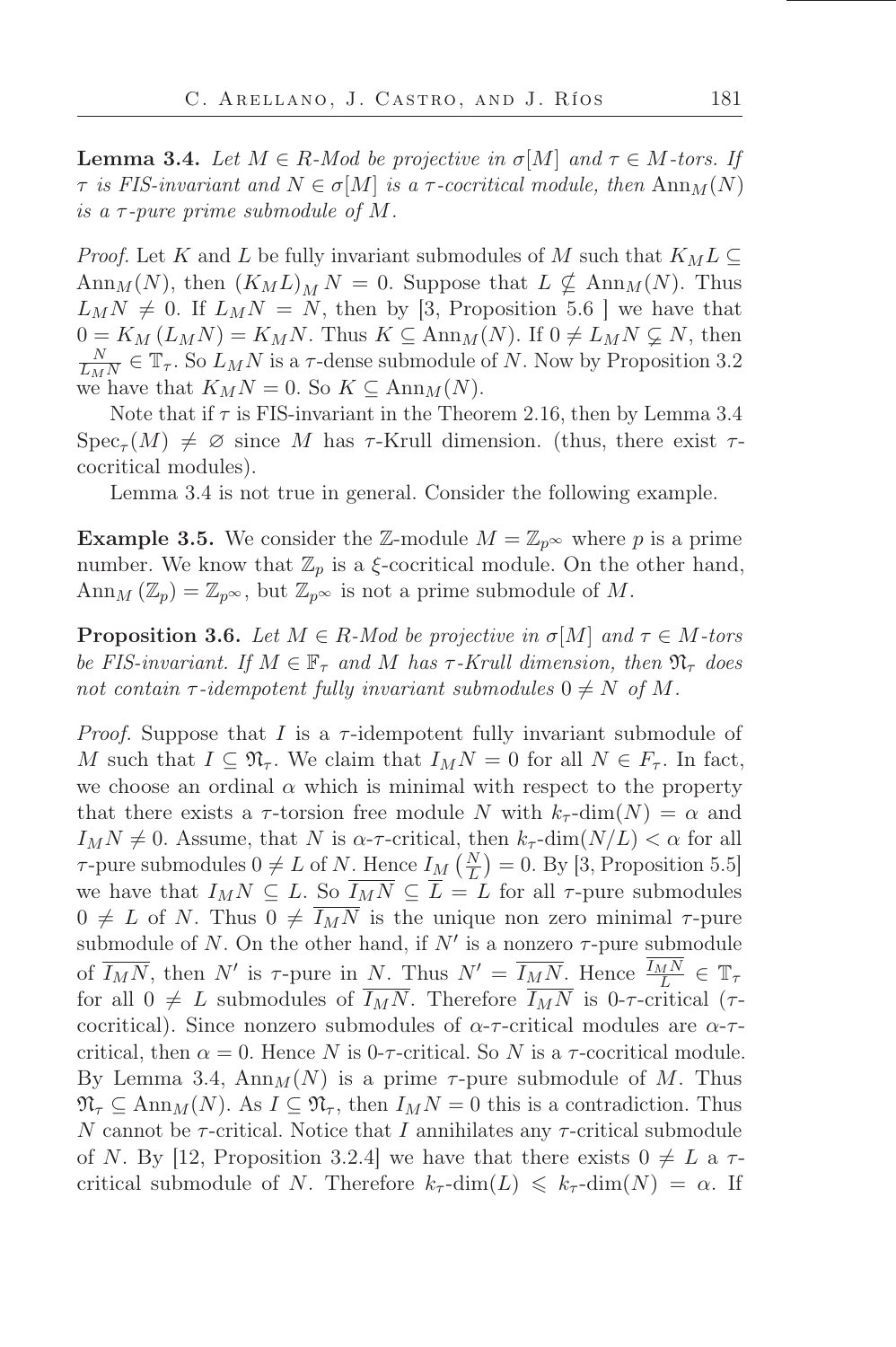**Lemma 3.4.** *Let $M \in R$-Mod be projective in $\sigma[M]$ and $\tau \in M$-tors. If $\tau$ is FIS-invariant and $N \in \sigma[M]$ is a $\tau$-cocritical module, then $\mathrm{Ann}_M(N)$ is a $\tau$-pure prime submodule of $M$.*

*Proof.* Let $K$ and $L$ be fully invariant submodules of $M$ such that $K_M L \subseteq \mathrm{Ann}_M(N)$, then $(K_M L)_M N = 0$. Suppose that $L \nsubseteq \mathrm{Ann}_M(N)$. Thus $L_M N \neq 0$. If $L_M N = N$, then by [3, Proposition 5.6 ] we have that $0 = K_M (L_M N) = K_M N$. Thus $K \subseteq \mathrm{Ann}_M(N)$. If $0 \neq L_M N \subsetneq N$, then $\frac{N}{L_M N} \in \mathbb{T}_\tau$. So $L_M N$ is a $\tau$-dense submodule of $N$. Now by Proposition 3.2 we have that $K_M N = 0$. So $K \subseteq \mathrm{Ann}_M(N)$.

Note that if $\tau$ is FIS-invariant in the Theorem 2.16, then by Lemma 3.4 $\mathrm{Spec}_\tau(M) \neq \varnothing$ since $M$ has $\tau$-Krull dimension. (thus, there exist $\tau$-cocritical modules).

Lemma 3.4 is not true in general. Consider the following example.

**Example 3.5.** We consider the $\mathbb{Z}$-module $M = \mathbb{Z}_{p^\infty}$ where $p$ is a prime number. We know that $\mathbb{Z}_p$ is a $\xi$-cocritical module. On the other hand, $\mathrm{Ann}_M(\mathbb{Z}_p) = \mathbb{Z}_{p^\infty}$, but $\mathbb{Z}_{p^\infty}$ is not a prime submodule of $M$.

**Proposition 3.6.** *Let $M \in R$-Mod be projective in $\sigma[M]$ and $\tau \in M$-tors be FIS-invariant. If $M \in \mathbb{F}_\tau$ and $M$ has $\tau$-Krull dimension, then $\mathfrak{N}_\tau$ does not contain $\tau$-idempotent fully invariant submodules $0 \neq N$ of $M$.*

*Proof.* Suppose that $I$ is a $\tau$-idempotent fully invariant submodule of $M$ such that $I \subseteq \mathfrak{N}_\tau$. We claim that $I_M N = 0$ for all $N \in F_\tau$. In fact, we choose an ordinal $\alpha$ which is minimal with respect to the property that there exists a $\tau$-torsion free module $N$ with $k_\tau\text{-dim}(N) = \alpha$ and $I_M N \neq 0$. Assume, that $N$ is $\alpha$-$\tau$-critical, then $k_\tau\text{-dim}(N/L) < \alpha$ for all $\tau$-pure submodules $0 \neq L$ of $N$. Hence $I_M \left(\frac{N}{L}\right) = 0$. By [3, Proposition 5.5] we have that $I_M N \subseteq L$. So $\overline{I_M N} \subseteq \overline{L} = L$ for all $\tau$-pure submodules $0 \neq L$ of $N$. Thus $0 \neq \overline{I_M N}$ is the unique non zero minimal $\tau$-pure submodule of $N$. On the other hand, if $N'$ is a nonzero $\tau$-pure submodule of $\overline{I_M N}$, then $N'$ is $\tau$-pure in $N$. Thus $N' = \overline{I_M N}$. Hence $\frac{\overline{I_M N}}{L} \in \mathbb{T}_\tau$ for all $0 \neq L$ submodules of $\overline{I_M N}$. Therefore $\overline{I_M N}$ is 0-$\tau$-critical ($\tau$-cocritical). Since nonzero submodules of $\alpha$-$\tau$-critical modules are $\alpha$-$\tau$-critical, then $\alpha = 0$. Hence $N$ is 0-$\tau$-critical. So $N$ is a $\tau$-cocritical module. By Lemma 3.4, $\mathrm{Ann}_M(N)$ is a prime $\tau$-pure submodule of $M$. Thus $\mathfrak{N}_\tau \subseteq \mathrm{Ann}_M(N)$. As $I \subseteq \mathfrak{N}_\tau$, then $I_M N = 0$ this is a contradiction. Thus $N$ cannot be $\tau$-critical. Notice that $I$ annihilates any $\tau$-critical submodule of $N$. By [12, Proposition 3.2.4] we have that there exists $0 \neq L$ a $\tau$-critical submodule of $N$. Therefore $k_\tau\text{-dim}(L) \leqslant k_\tau\text{-dim}(N) = \alpha$. If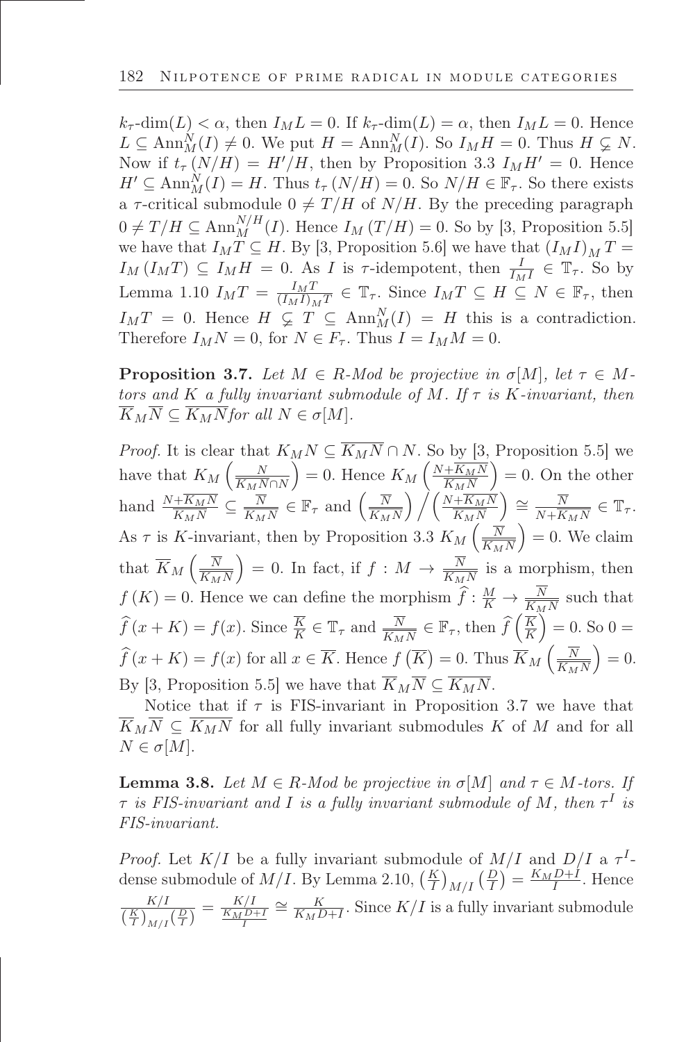$k_\tau$-dim$(L) < \alpha$, then $I_M L = 0$. If $k_\tau$-dim$(L) = \alpha$, then $I_M L = 0$. Hence $L \subseteq \mathrm{Ann}_M^N(I) \neq 0$. We put $H = \mathrm{Ann}_M^N(I)$. So $I_M H = 0$. Thus $H \subsetneq N$. Now if $t_\tau(N/H) = H'/H$, then by Proposition 3.3 $I_M H' = 0$. Hence $H' \subseteq \mathrm{Ann}_M^N(I) = H$. Thus $t_\tau(N/H) = 0$. So $N/H \in \mathbb{F}_\tau$. So there exists a $\tau$-critical submodule $0 \neq T/H$ of $N/H$. By the preceding paragraph $0 \neq T/H \subseteq \mathrm{Ann}_M^{N/H}(I)$. Hence $I_M(T/H) = 0$. So by [3, Proposition 5.5] we have that $I_M T \subseteq H$. By [3, Proposition 5.6] we have that $(I_M I)_M T = I_M(I_M T) \subseteq I_M H = 0$. As $I$ is $\tau$-idempotent, then $\frac{I}{I_M I} \in \mathbb{T}_\tau$. So by Lemma 1.10 $I_M T = \frac{I_M T}{(I_M I)_M T} \in \mathbb{T}_\tau$. Since $I_M T \subseteq H \subseteq N \in \mathbb{F}_\tau$, then $I_M T = 0$. Hence $H \subsetneq T \subseteq \mathrm{Ann}_M^N(I) = H$ this is a contradiction. Therefore $I_M N = 0$, for $N \in F_\tau$. Thus $I = I_M M = 0$.

**Proposition 3.7.** *Let $M \in R$-Mod be projective in $\sigma[M]$, let $\tau \in M$-tors and $K$ a fully invariant submodule of $M$. If $\tau$ is $K$-invariant, then $\overline{K}_M\overline{N} \subseteq \overline{K_M N}$ for all $N \in \sigma[M]$.*

*Proof.* It is clear that $K_M N \subseteq \overline{K_M N} \cap N$. So by [3, Proposition 5.5] we have that $K_M\left(\frac{N}{\overline{K_M N} \cap N}\right) = 0$. Hence $K_M\left(\frac{N + \overline{K_M N}}{\overline{K_M N}}\right) = 0$. On the other hand $\frac{N + \overline{K_M N}}{\overline{K_M N}} \subseteq \frac{\overline{N}}{\overline{K_M N}} \in \mathbb{F}_\tau$ and $\left(\frac{\overline{N}}{\overline{K_M N}}\right) \Big/ \left(\frac{N + \overline{K_M N}}{\overline{K_M N}}\right) \cong \frac{\overline{N}}{N + \overline{K_M N}} \in \mathbb{T}_\tau$. As $\tau$ is $K$-invariant, then by Proposition 3.3 $K_M\left(\frac{\overline{N}}{\overline{K_M N}}\right) = 0$. We claim that $\overline{K}_M\left(\frac{\overline{N}}{\overline{K_M N}}\right) = 0$. In fact, if $f : M \to \frac{\overline{N}}{\overline{K_M N}}$ is a morphism, then $f(K) = 0$. Hence we can define the morphism $\widehat{f} : \frac{M}{K} \to \frac{\overline{N}}{\overline{K_M N}}$ such that $\widehat{f}(x + K) = f(x)$. Since $\frac{\overline{K}}{K} \in \mathbb{T}_\tau$ and $\frac{\overline{N}}{\overline{K_M N}} \in \mathbb{F}_\tau$, then $\widehat{f}\left(\frac{\overline{K}}{K}\right) = 0$. So $0 = \widehat{f}(x + K) = f(x)$ for all $x \in \overline{K}$. Hence $f\left(\overline{K}\right) = 0$. Thus $\overline{K}_M\left(\frac{\overline{N}}{\overline{K_M N}}\right) = 0$. By [3, Proposition 5.5] we have that $\overline{K}_M\overline{N} \subseteq \overline{K_M N}$.

Notice that if $\tau$ is FIS-invariant in Proposition 3.7 we have that $\overline{K}_M\overline{N} \subseteq \overline{K_M N}$ for all fully invariant submodules $K$ of $M$ and for all $N \in \sigma[M]$.

**Lemma 3.8.** *Let $M \in R$-Mod be projective in $\sigma[M]$ and $\tau \in M$-tors. If $\tau$ is FIS-invariant and $I$ is a fully invariant submodule of $M$, then $\tau^I$ is FIS-invariant.*

*Proof.* Let $K/I$ be a fully invariant submodule of $M/I$ and $D/I$ a $\tau^I$-dense submodule of $M/I$. By Lemma 2.10, $\left(\frac{K}{I}\right)_{M/I}\left(\frac{D}{I}\right) = \frac{K_M D + I}{I}$. Hence $\frac{K/I}{\left(\frac{K}{I}\right)_{M/I}\left(\frac{D}{I}\right)} = \frac{K/I}{\frac{K_M D + I}{I}} \cong \frac{K}{K_M D + I}$. Since $K/I$ is a fully invariant submodule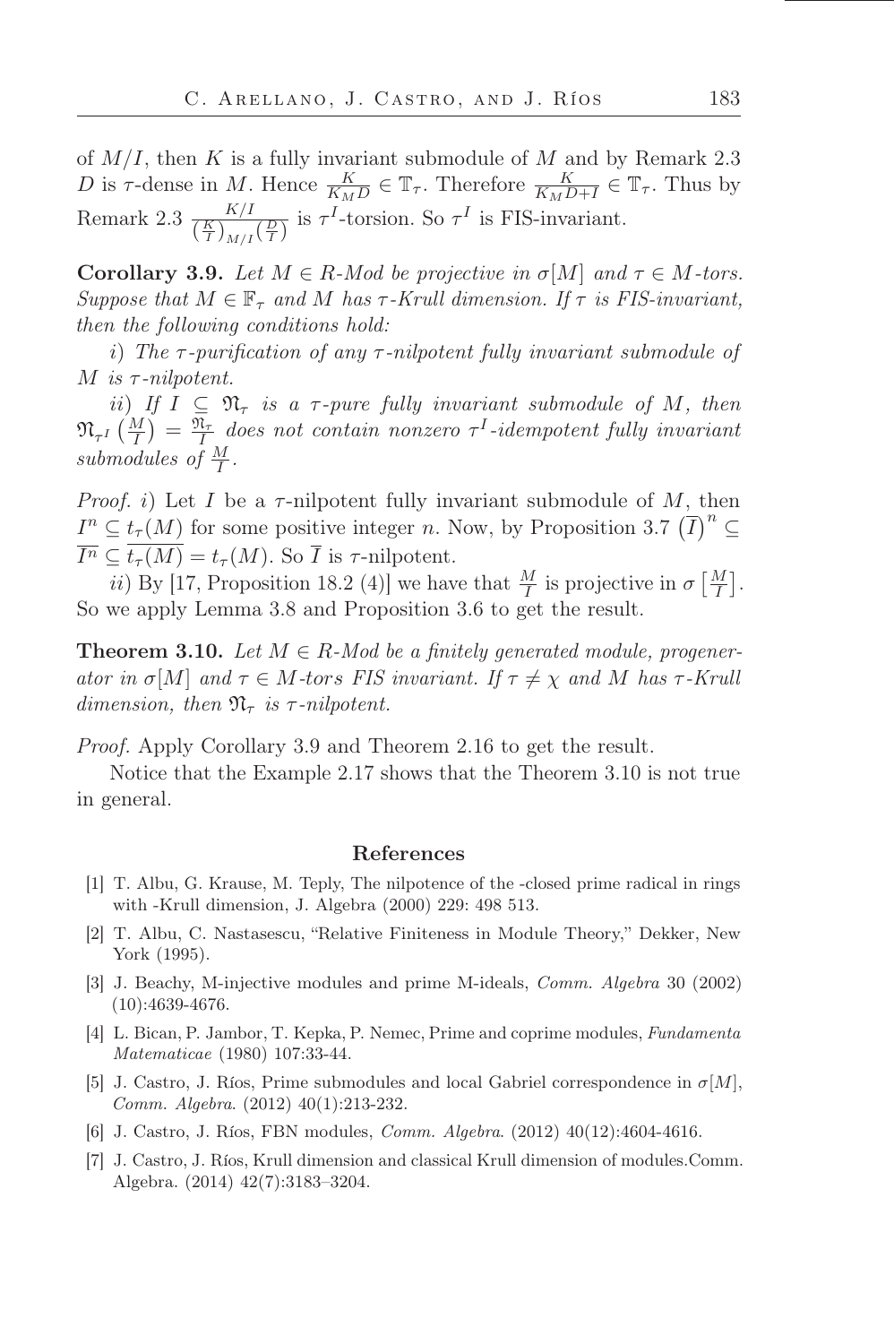of $M/I$, then $K$ is a fully invariant submodule of $M$ and by Remark 2.3 $D$ is $\tau$-dense in $M$. Hence $\frac{K}{K_M D} \in \mathbb{T}_\tau$. Therefore $\frac{K}{K_M D+I} \in \mathbb{T}_\tau$. Thus by Remark 2.3 $\frac{K/I}{\left(\frac{K}{I}\right)_{M/I}\left(\frac{D}{I}\right)}$ is $\tau^I$-torsion. So $\tau^I$ is FIS-invariant.

**Corollary 3.9.** *Let $M \in R$-Mod be projective in $\sigma[M]$ and $\tau \in M$-tors. Suppose that $M \in \mathbb{F}_\tau$ and $M$ has $\tau$-Krull dimension. If $\tau$ is FIS-invariant, then the following conditions hold:*

*i) The $\tau$-purification of any $\tau$-nilpotent fully invariant submodule of $M$ is $\tau$-nilpotent.*

*ii) If $I \subseteq \mathfrak{N}_\tau$ is a $\tau$-pure fully invariant submodule of $M$, then $\mathfrak{N}_{\tau^I}\left(\frac{M}{I}\right) = \frac{\mathfrak{N}_\tau}{I}$ does not contain nonzero $\tau^I$-idempotent fully invariant submodules of $\frac{M}{I}$.*

*Proof. i)* Let $I$ be a $\tau$-nilpotent fully invariant submodule of $M$, then $I^n \subseteq t_\tau(M)$ for some positive integer $n$. Now, by Proposition 3.7 $\left(\overline{I}\right)^n \subseteq \overline{I^n} \subseteq \overline{t_\tau(M)} = t_\tau(M)$. So $\overline{I}$ is $\tau$-nilpotent.

*ii)* By [17, Proposition 18.2 (4)] we have that $\frac{M}{I}$ is projective in $\sigma\left[\frac{M}{I}\right]$. So we apply Lemma 3.8 and Proposition 3.6 to get the result.

**Theorem 3.10.** *Let $M \in R$-Mod be a finitely generated module, progenerator in $\sigma[M]$ and $\tau \in M$-tors FIS invariant. If $\tau \neq \chi$ and $M$ has $\tau$-Krull dimension, then $\mathfrak{N}_\tau$ is $\tau$-nilpotent.*

*Proof.* Apply Corollary 3.9 and Theorem 2.16 to get the result.

Notice that the Example 2.17 shows that the Theorem 3.10 is not true in general.

## References

[1] T. Albu, G. Krause, M. Teply, The nilpotence of the -closed prime radical in rings with -Krull dimension, J. Algebra (2000) 229: 498 513.

[2] T. Albu, C. Nastasescu, "Relative Finiteness in Module Theory," Dekker, New York (1995).

[3] J. Beachy, M-injective modules and prime M-ideals, *Comm. Algebra* 30 (2002) (10):4639-4676.

[4] L. Bican, P. Jambor, T. Kepka, P. Nemec, Prime and coprime modules, *Fundamenta Matematicae* (1980) 107:33-44.

[5] J. Castro, J. Ríos, Prime submodules and local Gabriel correspondence in $\sigma[M]$, *Comm. Algebra*. (2012) 40(1):213-232.

[6] J. Castro, J. Ríos, FBN modules, *Comm. Algebra*. (2012) 40(12):4604-4616.

[7] J. Castro, J. Ríos, Krull dimension and classical Krull dimension of modules.Comm. Algebra. (2014) 42(7):3183–3204.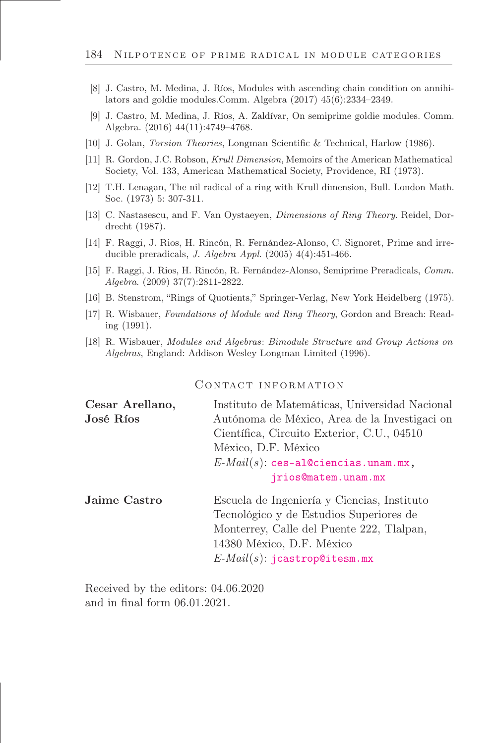[8] J. Castro, M. Medina, J. Ríos, Modules with ascending chain condition on annihilators and goldie modules.Comm. Algebra (2017) 45(6):2334–2349.

[9] J. Castro, M. Medina, J. Ríos, A. Zaldívar, On semiprime goldie modules. Comm. Algebra. (2016) 44(11):4749–4768.

[10] J. Golan, *Torsion Theories*, Longman Scientific & Technical, Harlow (1986).

[11] R. Gordon, J.C. Robson, *Krull Dimension*, Memoirs of the American Mathematical Society, Vol. 133, American Mathematical Society, Providence, RI (1973).

[12] T.H. Lenagan, The nil radical of a ring with Krull dimension, Bull. London Math. Soc. (1973) 5: 307-311.

[13] C. Nastasescu, and F. Van Oystaeyen, *Dimensions of Ring Theory*. Reidel, Dordrecht (1987).

[14] F. Raggi, J. Rios, H. Rincón, R. Fernández-Alonso, C. Signoret, Prime and irreducible preradicals, *J. Algebra Appl*. (2005) 4(4):451-466.

[15] F. Raggi, J. Rios, H. Rincón, R. Fernández-Alonso, Semiprime Preradicals, *Comm. Algebra*. (2009) 37(7):2811-2822.

[16] B. Stenstrom, "Rings of Quotients," Springer-Verlag, New York Heidelberg (1975).

[17] R. Wisbauer, *Foundations of Module and Ring Theory*, Gordon and Breach: Reading (1991).

[18] R. Wisbauer, *Modules and Algebras*: *Bimodule Structure and Group Actions on Algebras*, England: Addison Wesley Longman Limited (1996).

## Contact information

**Cesar Arellano, José Ríos**
Instituto de Matemáticas, Universidad Nacional Autónoma de México, Area de la Investigaci on Científica, Circuito Exterior, C.U., 04510 México, D.F. México
*E-Mail(s)*: ces-al@ciencias.unam.mx, jrios@matem.unam.mx

**Jaime Castro**
Escuela de Ingeniería y Ciencias, Instituto Tecnológico y de Estudios Superiores de Monterrey, Calle del Puente 222, Tlalpan, 14380 México, D.F. México
*E-Mail(s)*: jcastrop@itesm.mx

Received by the editors: 04.06.2020
and in final form 06.01.2021.